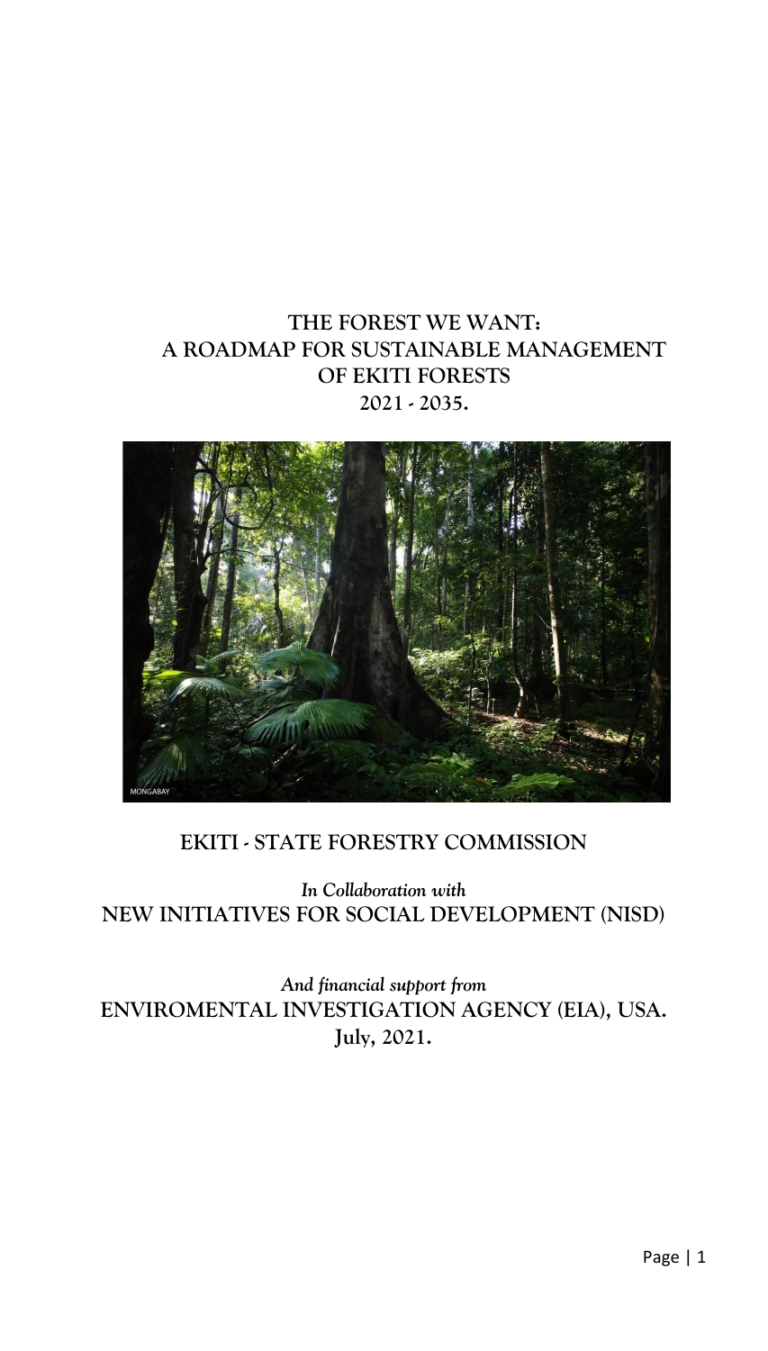# THE FOREST WE WANT:
# A ROADMAP FOR SUSTAINABLE MANAGEMENT OF EKITI FORESTS
# 2021 - 2035.

MONGABAY

**EKITI - STATE FORESTRY COMMISSION**

*In Collaboration with*
**NEW INITIATIVES FOR SOCIAL DEVELOPMENT (NISD)**

*And financial support from*
**ENVIROMENTAL INVESTIGATION AGENCY (EIA), USA.**
**July, 2021.**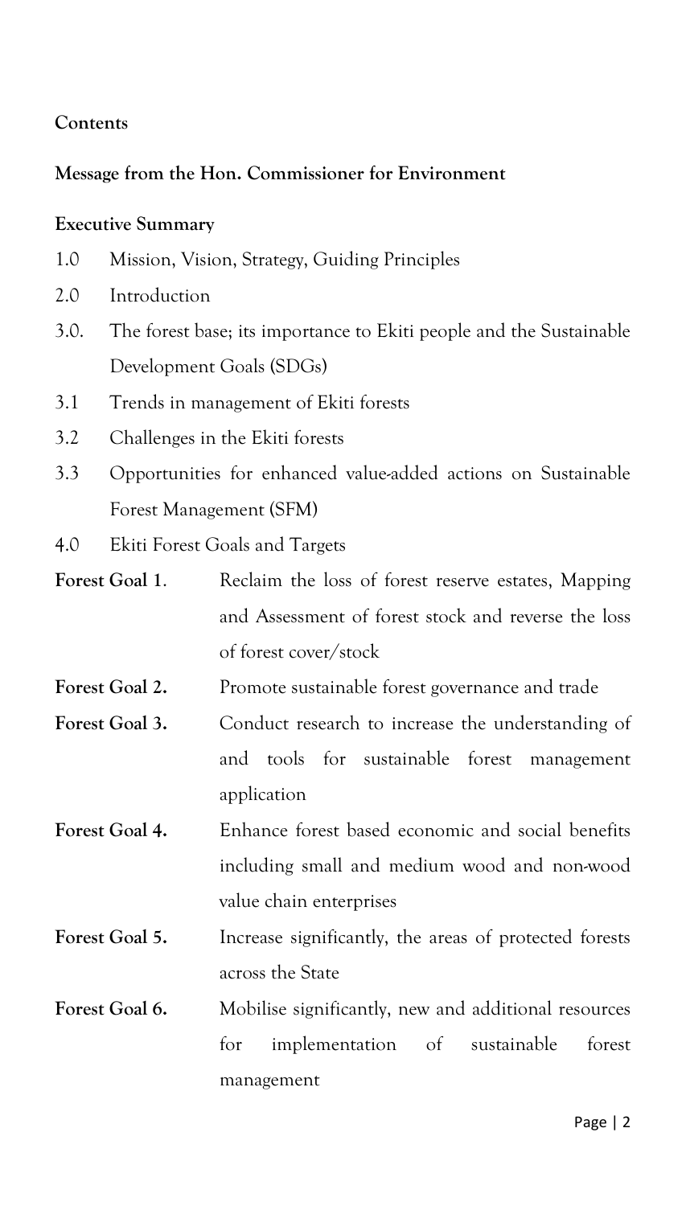**Contents**

**Message from the Hon. Commissioner for Environment**

**Executive Summary**

1.0 Mission, Vision, Strategy, Guiding Principles

2.0 Introduction

3.0. The forest base; its importance to Ekiti people and the Sustainable Development Goals (SDGs)

3.1 Trends in management of Ekiti forests

3.2 Challenges in the Ekiti forests

3.3 Opportunities for enhanced value-added actions on Sustainable Forest Management (SFM)

4.0 Ekiti Forest Goals and Targets

**Forest Goal 1**. Reclaim the loss of forest reserve estates, Mapping and Assessment of forest stock and reverse the loss of forest cover/stock

**Forest Goal 2.** Promote sustainable forest governance and trade

**Forest Goal 3.** Conduct research to increase the understanding of and tools for sustainable forest management application

**Forest Goal 4.** Enhance forest based economic and social benefits including small and medium wood and non-wood value chain enterprises

**Forest Goal 5.** Increase significantly, the areas of protected forests across the State

**Forest Goal 6.** Mobilise significantly, new and additional resources for implementation of sustainable forest management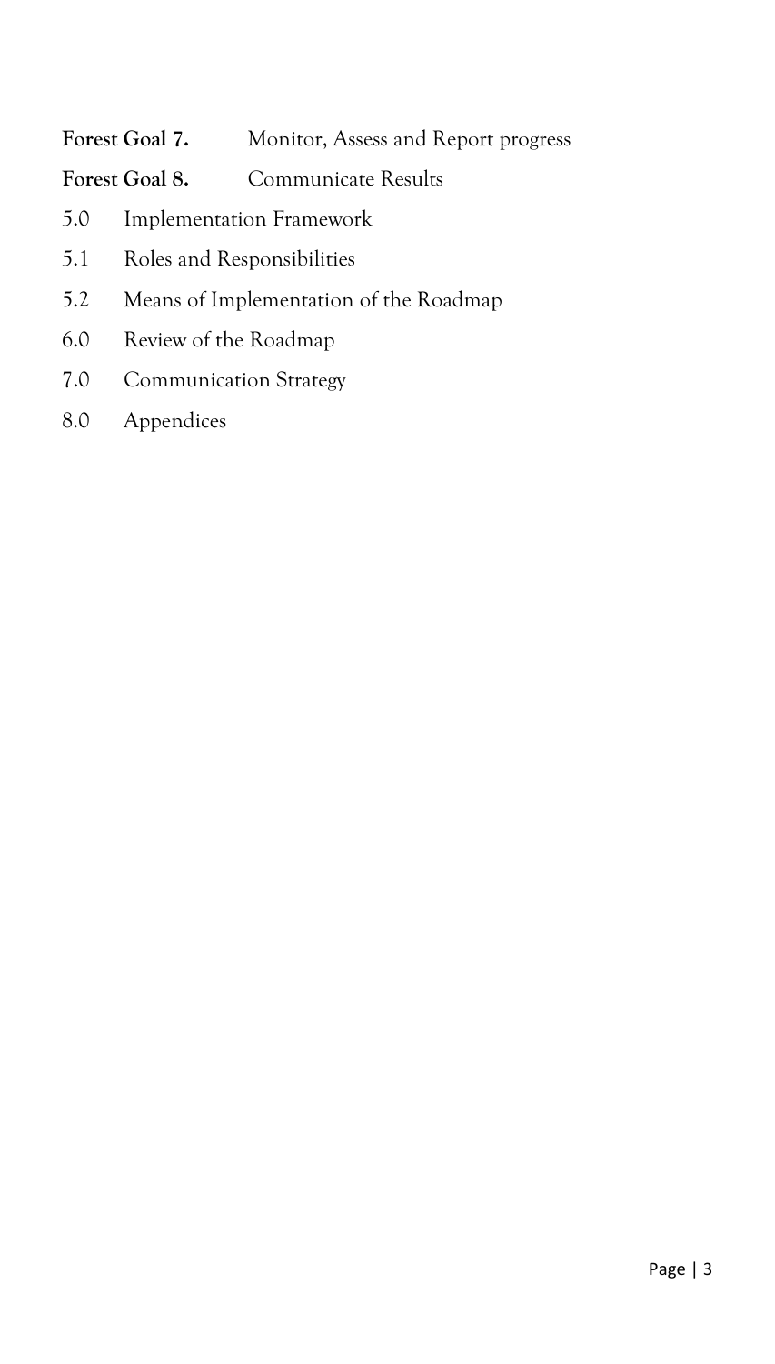**Forest Goal 7.** Monitor, Assess and Report progress

**Forest Goal 8.** Communicate Results

5.0 Implementation Framework

5.1 Roles and Responsibilities

5.2 Means of Implementation of the Roadmap

6.0 Review of the Roadmap

7.0 Communication Strategy

8.0 Appendices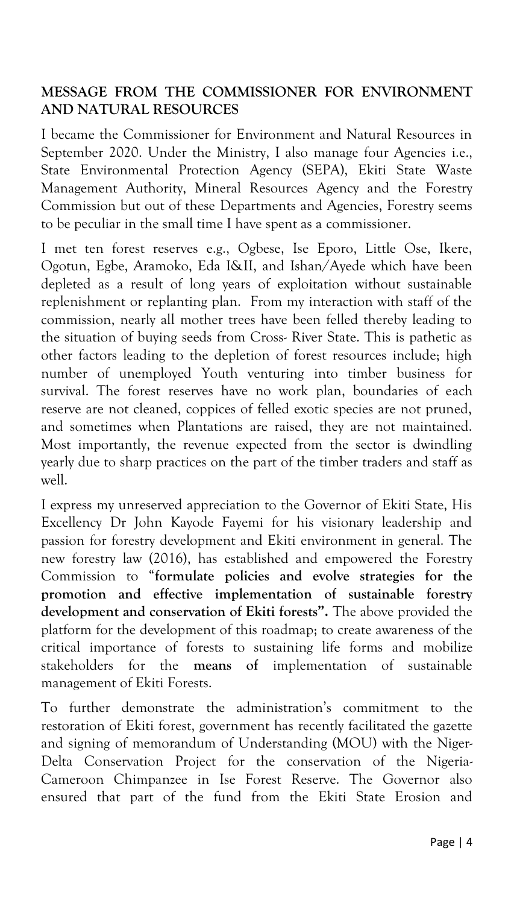## MESSAGE FROM THE COMMISSIONER FOR ENVIRONMENT AND NATURAL RESOURCES

I became the Commissioner for Environment and Natural Resources in September 2020. Under the Ministry, I also manage four Agencies i.e., State Environmental Protection Agency (SEPA), Ekiti State Waste Management Authority, Mineral Resources Agency and the Forestry Commission but out of these Departments and Agencies, Forestry seems to be peculiar in the small time I have spent as a commissioner.

I met ten forest reserves e.g., Ogbese, Ise Eporo, Little Ose, Ikere, Ogotun, Egbe, Aramoko, Eda I&II, and Ishan/Ayede which have been depleted as a result of long years of exploitation without sustainable replenishment or replanting plan. From my interaction with staff of the commission, nearly all mother trees have been felled thereby leading to the situation of buying seeds from Cross- River State. This is pathetic as other factors leading to the depletion of forest resources include; high number of unemployed Youth venturing into timber business for survival. The forest reserves have no work plan, boundaries of each reserve are not cleaned, coppices of felled exotic species are not pruned, and sometimes when Plantations are raised, they are not maintained. Most importantly, the revenue expected from the sector is dwindling yearly due to sharp practices on the part of the timber traders and staff as well.

I express my unreserved appreciation to the Governor of Ekiti State, His Excellency Dr John Kayode Fayemi for his visionary leadership and passion for forestry development and Ekiti environment in general. The new forestry law (2016), has established and empowered the Forestry Commission to "**formulate policies and evolve strategies for the promotion and effective implementation of sustainable forestry development and conservation of Ekiti forests".** The above provided the platform for the development of this roadmap; to create awareness of the critical importance of forests to sustaining life forms and mobilize stakeholders for the **means of** implementation of sustainable management of Ekiti Forests.

To further demonstrate the administration's commitment to the restoration of Ekiti forest, government has recently facilitated the gazette and signing of memorandum of Understanding (MOU) with the Niger-Delta Conservation Project for the conservation of the Nigeria-Cameroon Chimpanzee in Ise Forest Reserve. The Governor also ensured that part of the fund from the Ekiti State Erosion and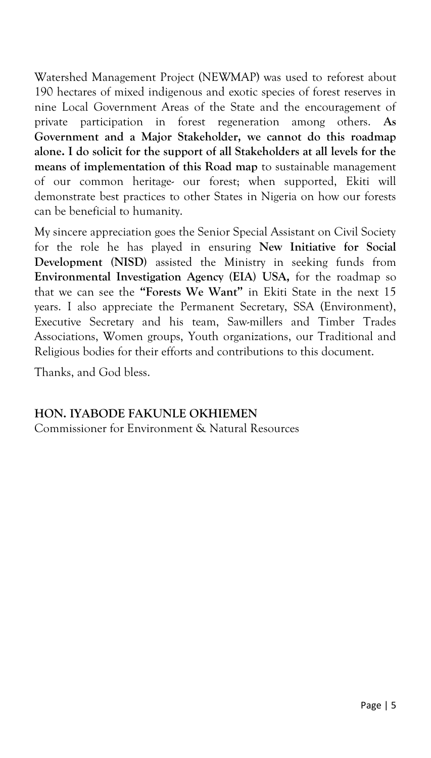Watershed Management Project (NEWMAP) was used to reforest about 190 hectares of mixed indigenous and exotic species of forest reserves in nine Local Government Areas of the State and the encouragement of private participation in forest regeneration among others. **As Government and a Major Stakeholder, we cannot do this roadmap alone. I do solicit for the support of all Stakeholders at all levels for the means of implementation of this Road map** to sustainable management of our common heritage- our forest; when supported, Ekiti will demonstrate best practices to other States in Nigeria on how our forests can be beneficial to humanity.

My sincere appreciation goes the Senior Special Assistant on Civil Society for the role he has played in ensuring **New Initiative for Social Development (NISD)** assisted the Ministry in seeking funds from **Environmental Investigation Agency (EIA) USA,** for the roadmap so that we can see the **"Forests We Want"** in Ekiti State in the next 15 years. I also appreciate the Permanent Secretary, SSA (Environment), Executive Secretary and his team, Saw-millers and Timber Trades Associations, Women groups, Youth organizations, our Traditional and Religious bodies for their efforts and contributions to this document.

Thanks, and God bless.

**HON. IYABODE FAKUNLE OKHIEMEN**
Commissioner for Environment & Natural Resources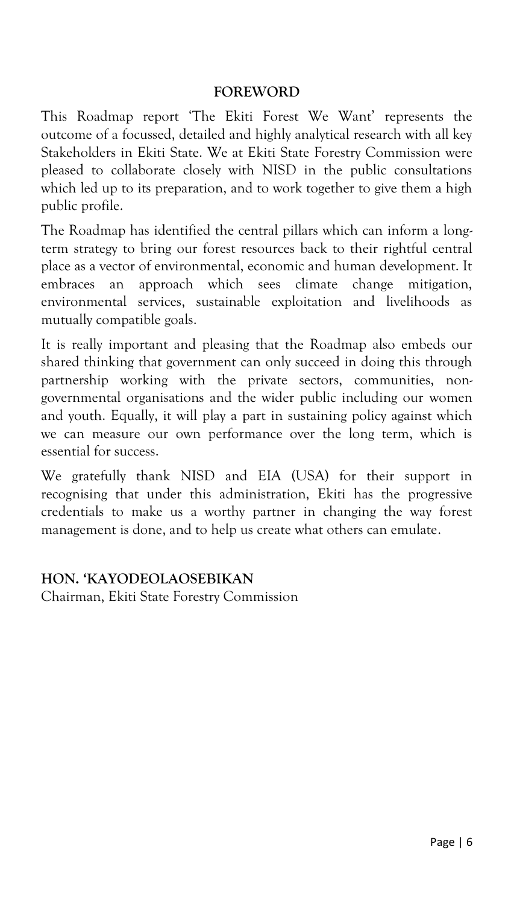## FOREWORD

This Roadmap report 'The Ekiti Forest We Want' represents the outcome of a focussed, detailed and highly analytical research with all key Stakeholders in Ekiti State. We at Ekiti State Forestry Commission were pleased to collaborate closely with NISD in the public consultations which led up to its preparation, and to work together to give them a high public profile.

The Roadmap has identified the central pillars which can inform a long-term strategy to bring our forest resources back to their rightful central place as a vector of environmental, economic and human development. It embraces an approach which sees climate change mitigation, environmental services, sustainable exploitation and livelihoods as mutually compatible goals.

It is really important and pleasing that the Roadmap also embeds our shared thinking that government can only succeed in doing this through partnership working with the private sectors, communities, non-governmental organisations and the wider public including our women and youth. Equally, it will play a part in sustaining policy against which we can measure our own performance over the long term, which is essential for success.

We gratefully thank NISD and EIA (USA) for their support in recognising that under this administration, Ekiti has the progressive credentials to make us a worthy partner in changing the way forest management is done, and to help us create what others can emulate.

**HON. 'KAYODEOLAOSEBIKAN**
Chairman, Ekiti State Forestry Commission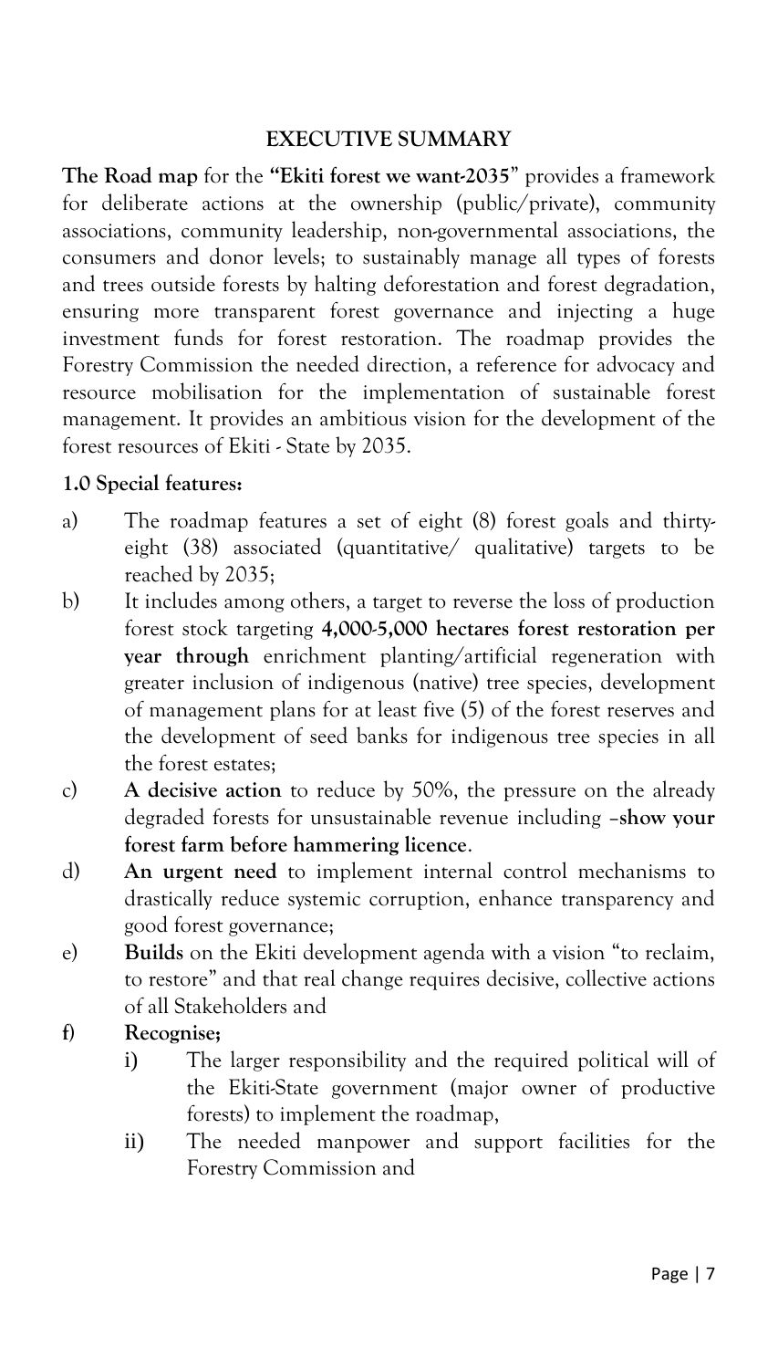## EXECUTIVE SUMMARY

**The Road map** for the **"Ekiti forest we want-2035"** provides a framework for deliberate actions at the ownership (public/private), community associations, community leadership, non-governmental associations, the consumers and donor levels; to sustainably manage all types of forests and trees outside forests by halting deforestation and forest degradation, ensuring more transparent forest governance and injecting a huge investment funds for forest restoration. The roadmap provides the Forestry Commission the needed direction, a reference for advocacy and resource mobilisation for the implementation of sustainable forest management. It provides an ambitious vision for the development of the forest resources of Ekiti - State by 2035.

### 1.0 Special features:

a) The roadmap features a set of eight (8) forest goals and thirty-eight (38) associated (quantitative/ qualitative) targets to be reached by 2035;

b) It includes among others, a target to reverse the loss of production forest stock targeting **4,000-5,000 hectares forest restoration per year through** enrichment planting/artificial regeneration with greater inclusion of indigenous (native) tree species, development of management plans for at least five (5) of the forest reserves and the development of seed banks for indigenous tree species in all the forest estates;

c) **A decisive action** to reduce by 50%, the pressure on the already degraded forests for unsustainable revenue including –**show your forest farm before hammering licence**.

d) **An urgent need** to implement internal control mechanisms to drastically reduce systemic corruption, enhance transparency and good forest governance;

e) **Builds** on the Ekiti development agenda with a vision "to reclaim, to restore" and that real change requires decisive, collective actions of all Stakeholders and

f) **Recognise;**

   i) The larger responsibility and the required political will of the Ekiti-State government (major owner of productive forests) to implement the roadmap,

   ii) The needed manpower and support facilities for the Forestry Commission and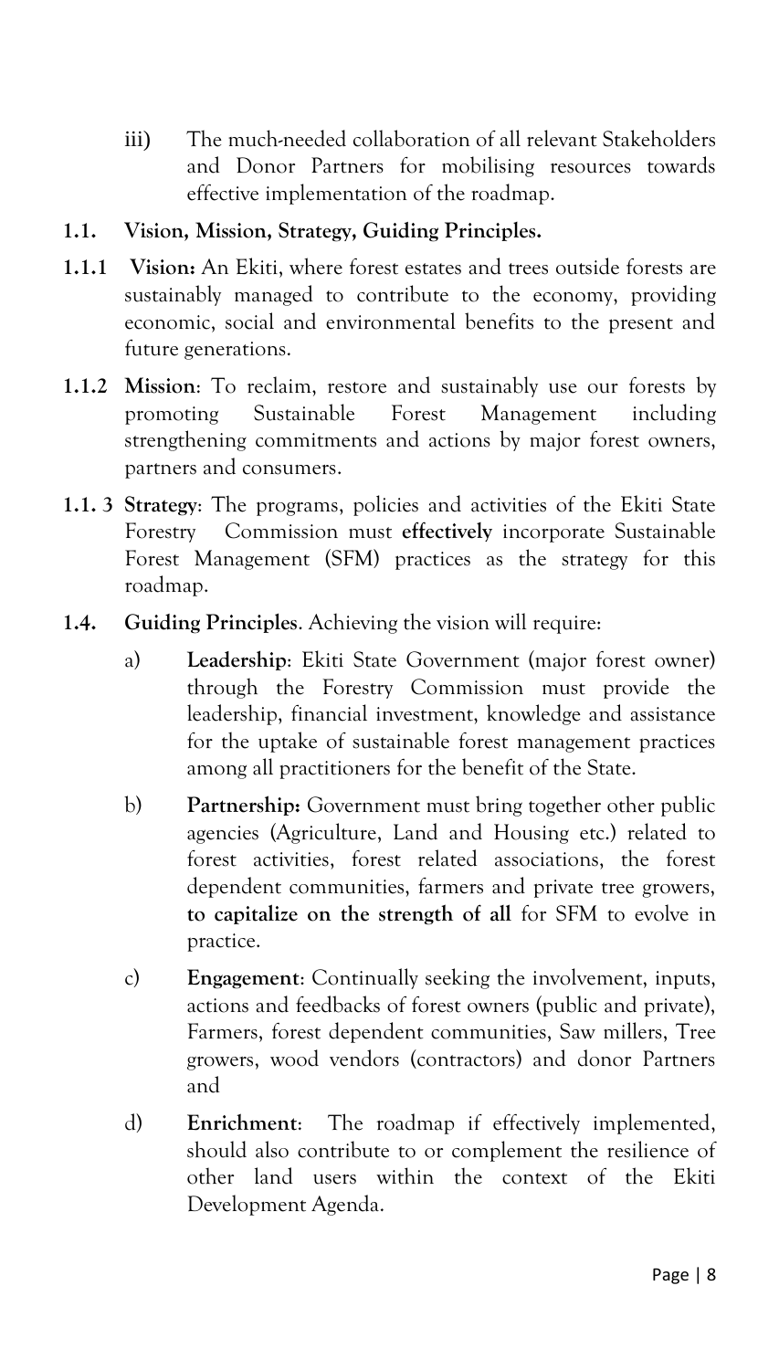iii) The much-needed collaboration of all relevant Stakeholders and Donor Partners for mobilising resources towards effective implementation of the roadmap.

## 1.1. Vision, Mission, Strategy, Guiding Principles.

**1.1.1 Vision:** An Ekiti, where forest estates and trees outside forests are sustainably managed to contribute to the economy, providing economic, social and environmental benefits to the present and future generations.

**1.1.2 Mission**: To reclaim, restore and sustainably use our forests by promoting Sustainable Forest Management including strengthening commitments and actions by major forest owners, partners and consumers.

**1.1. 3 Strategy**: The programs, policies and activities of the Ekiti State Forestry Commission must **effectively** incorporate Sustainable Forest Management (SFM) practices as the strategy for this roadmap.

**1.4. Guiding Principles**. Achieving the vision will require:

a) **Leadership**: Ekiti State Government (major forest owner) through the Forestry Commission must provide the leadership, financial investment, knowledge and assistance for the uptake of sustainable forest management practices among all practitioners for the benefit of the State.

b) **Partnership:** Government must bring together other public agencies (Agriculture, Land and Housing etc.) related to forest activities, forest related associations, the forest dependent communities, farmers and private tree growers, **to capitalize on the strength of all** for SFM to evolve in practice.

c) **Engagement**: Continually seeking the involvement, inputs, actions and feedbacks of forest owners (public and private), Farmers, forest dependent communities, Saw millers, Tree growers, wood vendors (contractors) and donor Partners and

d) **Enrichment**: The roadmap if effectively implemented, should also contribute to or complement the resilience of other land users within the context of the Ekiti Development Agenda.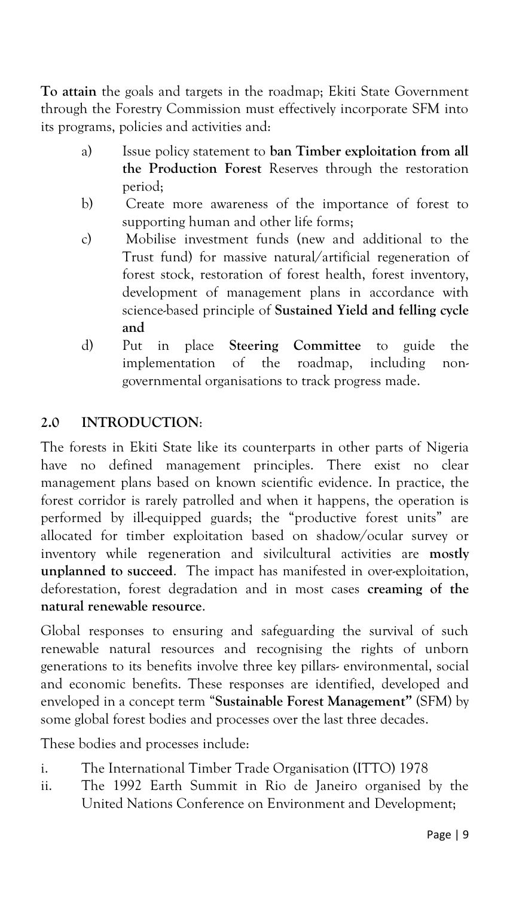**To attain** the goals and targets in the roadmap; Ekiti State Government through the Forestry Commission must effectively incorporate SFM into its programs, policies and activities and:

a) Issue policy statement to **ban Timber exploitation from all the Production Forest** Reserves through the restoration period;

b) Create more awareness of the importance of forest to supporting human and other life forms;

c) Mobilise investment funds (new and additional to the Trust fund) for massive natural/artificial regeneration of forest stock, restoration of forest health, forest inventory, development of management plans in accordance with science-based principle of **Sustained Yield and felling cycle and**

d) Put in place **Steering Committee** to guide the implementation of the roadmap, including non-governmental organisations to track progress made.

## 2.0 INTRODUCTION:

The forests in Ekiti State like its counterparts in other parts of Nigeria have no defined management principles. There exist no clear management plans based on known scientific evidence. In practice, the forest corridor is rarely patrolled and when it happens, the operation is performed by ill-equipped guards; the "productive forest units" are allocated for timber exploitation based on shadow/ocular survey or inventory while regeneration and sivilcultural activities are **mostly unplanned to succeed**. The impact has manifested in over-exploitation, deforestation, forest degradation and in most cases **creaming of the natural renewable resource**.

Global responses to ensuring and safeguarding the survival of such renewable natural resources and recognising the rights of unborn generations to its benefits involve three key pillars- environmental, social and economic benefits. These responses are identified, developed and enveloped in a concept term "**Sustainable Forest Management"** (SFM) by some global forest bodies and processes over the last three decades.

These bodies and processes include:

i. The International Timber Trade Organisation (ITTO) 1978
ii. The 1992 Earth Summit in Rio de Janeiro organised by the United Nations Conference on Environment and Development;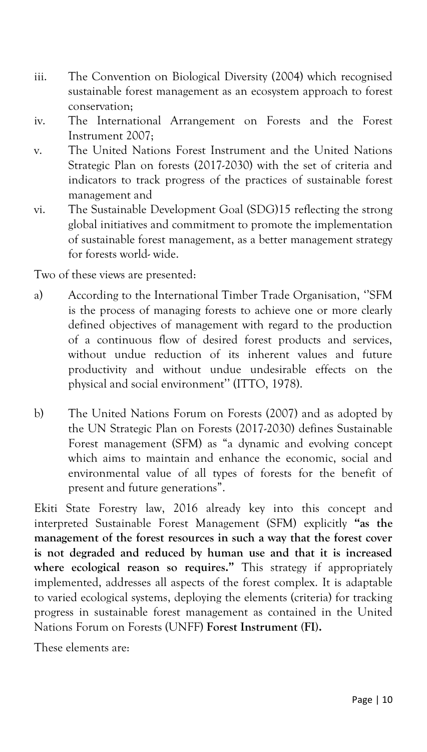iii. The Convention on Biological Diversity (2004) which recognised sustainable forest management as an ecosystem approach to forest conservation;

iv. The International Arrangement on Forests and the Forest Instrument 2007;

v. The United Nations Forest Instrument and the United Nations Strategic Plan on forests (2017-2030) with the set of criteria and indicators to track progress of the practices of sustainable forest management and

vi. The Sustainable Development Goal (SDG)15 reflecting the strong global initiatives and commitment to promote the implementation of sustainable forest management, as a better management strategy for forests world- wide.

Two of these views are presented:

a) According to the International Timber Trade Organisation, ''SFM is the process of managing forests to achieve one or more clearly defined objectives of management with regard to the production of a continuous flow of desired forest products and services, without undue reduction of its inherent values and future productivity and without undue undesirable effects on the physical and social environment'' (ITTO, 1978).

b) The United Nations Forum on Forests (2007) and as adopted by the UN Strategic Plan on Forests (2017-2030) defines Sustainable Forest management (SFM) as "a dynamic and evolving concept which aims to maintain and enhance the economic, social and environmental value of all types of forests for the benefit of present and future generations".

Ekiti State Forestry law, 2016 already key into this concept and interpreted Sustainable Forest Management (SFM) explicitly **"as the management of the forest resources in such a way that the forest cover is not degraded and reduced by human use and that it is increased where ecological reason so requires."** This strategy if appropriately implemented, addresses all aspects of the forest complex. It is adaptable to varied ecological systems, deploying the elements (criteria) for tracking progress in sustainable forest management as contained in the United Nations Forum on Forests (UNFF) **Forest Instrument (FI).**

These elements are: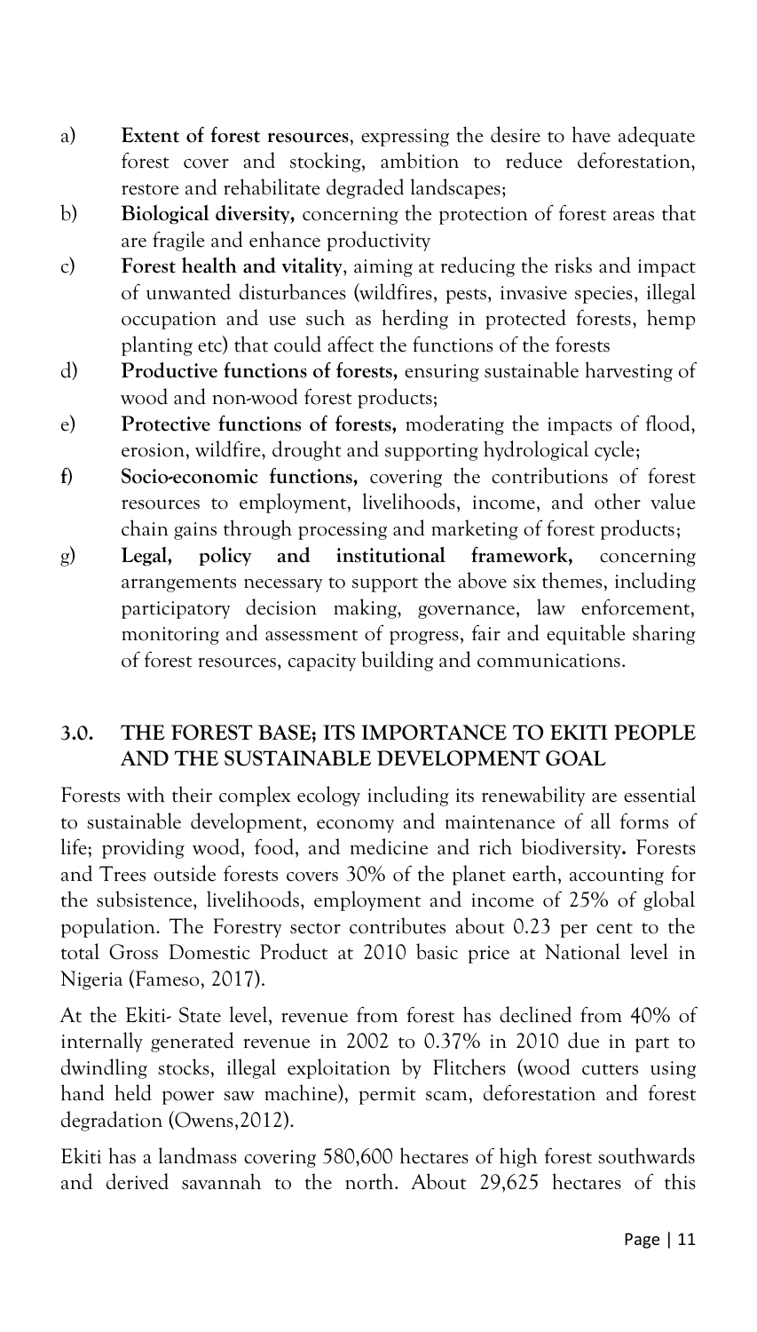a) **Extent of forest resources**, expressing the desire to have adequate forest cover and stocking, ambition to reduce deforestation, restore and rehabilitate degraded landscapes;

b) **Biological diversity,** concerning the protection of forest areas that are fragile and enhance productivity

c) **Forest health and vitality**, aiming at reducing the risks and impact of unwanted disturbances (wildfires, pests, invasive species, illegal occupation and use such as herding in protected forests, hemp planting etc) that could affect the functions of the forests

d) **Productive functions of forests,** ensuring sustainable harvesting of wood and non-wood forest products;

e) **Protective functions of forests,** moderating the impacts of flood, erosion, wildfire, drought and supporting hydrological cycle;

f) **Socio-economic functions,** covering the contributions of forest resources to employment, livelihoods, income, and other value chain gains through processing and marketing of forest products;

g) **Legal, policy and institutional framework,** concerning arrangements necessary to support the above six themes, including participatory decision making, governance, law enforcement, monitoring and assessment of progress, fair and equitable sharing of forest resources, capacity building and communications.

## 3.0. THE FOREST BASE; ITS IMPORTANCE TO EKITI PEOPLE AND THE SUSTAINABLE DEVELOPMENT GOAL

Forests with their complex ecology including its renewability are essential to sustainable development, economy and maintenance of all forms of life; providing wood, food, and medicine and rich biodiversity**.** Forests and Trees outside forests covers 30% of the planet earth, accounting for the subsistence, livelihoods, employment and income of 25% of global population. The Forestry sector contributes about 0.23 per cent to the total Gross Domestic Product at 2010 basic price at National level in Nigeria (Fameso, 2017).

At the Ekiti- State level, revenue from forest has declined from 40% of internally generated revenue in 2002 to 0.37% in 2010 due in part to dwindling stocks, illegal exploitation by Flitchers (wood cutters using hand held power saw machine), permit scam, deforestation and forest degradation (Owens,2012).

Ekiti has a landmass covering 580,600 hectares of high forest southwards and derived savannah to the north. About 29,625 hectares of this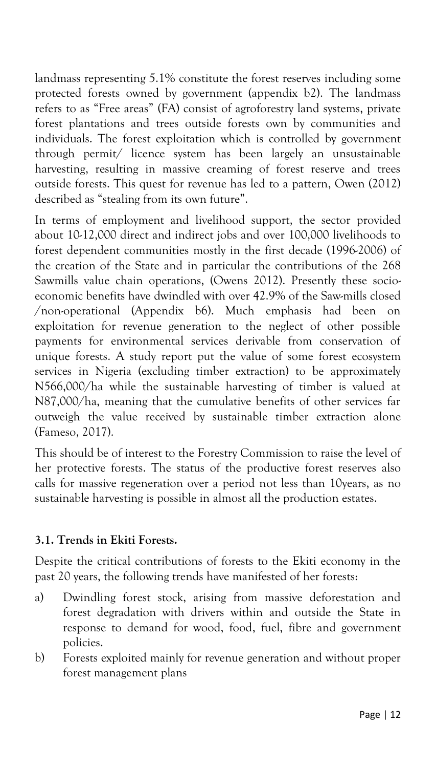landmass representing 5.1% constitute the forest reserves including some protected forests owned by government (appendix b2). The landmass refers to as "Free areas" (FA) consist of agroforestry land systems, private forest plantations and trees outside forests own by communities and individuals. The forest exploitation which is controlled by government through permit/ licence system has been largely an unsustainable harvesting, resulting in massive creaming of forest reserve and trees outside forests. This quest for revenue has led to a pattern, Owen (2012) described as "stealing from its own future".

In terms of employment and livelihood support, the sector provided about 10-12,000 direct and indirect jobs and over 100,000 livelihoods to forest dependent communities mostly in the first decade (1996-2006) of the creation of the State and in particular the contributions of the 268 Sawmills value chain operations, (Owens 2012). Presently these socio-economic benefits have dwindled with over 42.9% of the Saw-mills closed /non-operational (Appendix b6). Much emphasis had been on exploitation for revenue generation to the neglect of other possible payments for environmental services derivable from conservation of unique forests. A study report put the value of some forest ecosystem services in Nigeria (excluding timber extraction) to be approximately N566,000/ha while the sustainable harvesting of timber is valued at N87,000/ha, meaning that the cumulative benefits of other services far outweigh the value received by sustainable timber extraction alone (Fameso, 2017).

This should be of interest to the Forestry Commission to raise the level of her protective forests. The status of the productive forest reserves also calls for massive regeneration over a period not less than 10years, as no sustainable harvesting is possible in almost all the production estates.

### 3.1. Trends in Ekiti Forests.

Despite the critical contributions of forests to the Ekiti economy in the past 20 years, the following trends have manifested of her forests:

a) Dwindling forest stock, arising from massive deforestation and forest degradation with drivers within and outside the State in response to demand for wood, food, fuel, fibre and government policies.

b) Forests exploited mainly for revenue generation and without proper forest management plans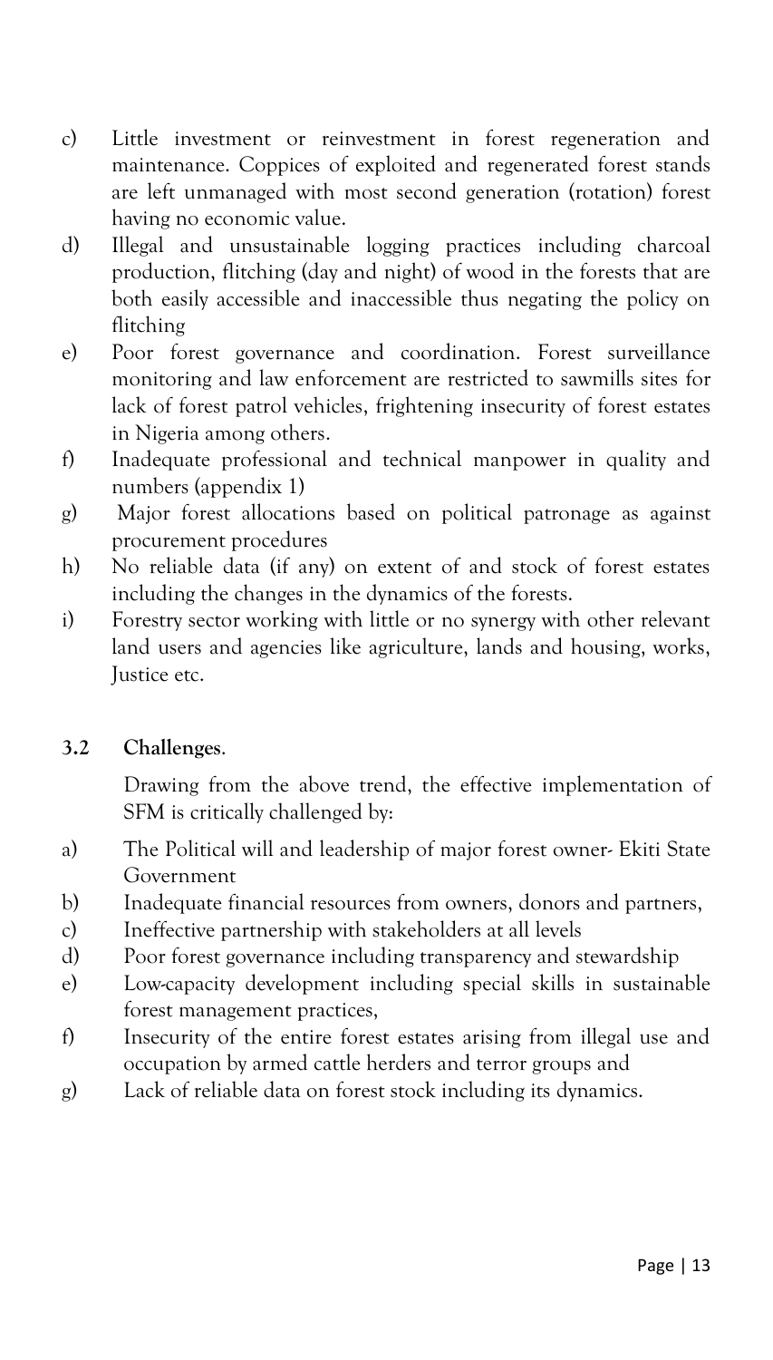c) Little investment or reinvestment in forest regeneration and maintenance. Coppices of exploited and regenerated forest stands are left unmanaged with most second generation (rotation) forest having no economic value.

d) Illegal and unsustainable logging practices including charcoal production, flitching (day and night) of wood in the forests that are both easily accessible and inaccessible thus negating the policy on flitching

e) Poor forest governance and coordination. Forest surveillance monitoring and law enforcement are restricted to sawmills sites for lack of forest patrol vehicles, frightening insecurity of forest estates in Nigeria among others.

f) Inadequate professional and technical manpower in quality and numbers (appendix 1)

g) Major forest allocations based on political patronage as against procurement procedures

h) No reliable data (if any) on extent of and stock of forest estates including the changes in the dynamics of the forests.

i) Forestry sector working with little or no synergy with other relevant land users and agencies like agriculture, lands and housing, works, Justice etc.

### 3.2 Challenges.

Drawing from the above trend, the effective implementation of SFM is critically challenged by:

a) The Political will and leadership of major forest owner- Ekiti State Government

b) Inadequate financial resources from owners, donors and partners,

c) Ineffective partnership with stakeholders at all levels

d) Poor forest governance including transparency and stewardship

e) Low-capacity development including special skills in sustainable forest management practices,

f) Insecurity of the entire forest estates arising from illegal use and occupation by armed cattle herders and terror groups and

g) Lack of reliable data on forest stock including its dynamics.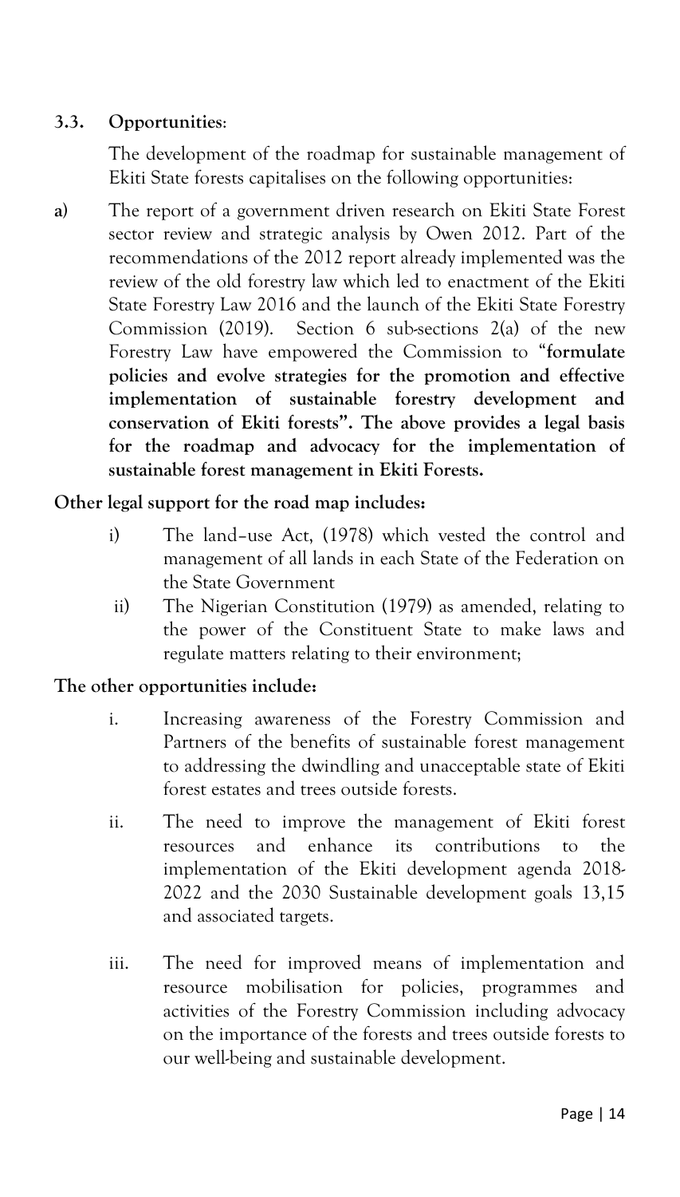### 3.3. Opportunities:

The development of the roadmap for sustainable management of Ekiti State forests capitalises on the following opportunities:

a) The report of a government driven research on Ekiti State Forest sector review and strategic analysis by Owen 2012. Part of the recommendations of the 2012 report already implemented was the review of the old forestry law which led to enactment of the Ekiti State Forestry Law 2016 and the launch of the Ekiti State Forestry Commission (2019). Section 6 sub-sections 2(a) of the new Forestry Law have empowered the Commission to "**formulate policies and evolve strategies for the promotion and effective implementation of sustainable forestry development and conservation of Ekiti forests". The above provides a legal basis for the roadmap and advocacy for the implementation of sustainable forest management in Ekiti Forests.**

**Other legal support for the road map includes:**

i) The land–use Act, (1978) which vested the control and management of all lands in each State of the Federation on the State Government

ii) The Nigerian Constitution (1979) as amended, relating to the power of the Constituent State to make laws and regulate matters relating to their environment;

**The other opportunities include:**

i. Increasing awareness of the Forestry Commission and Partners of the benefits of sustainable forest management to addressing the dwindling and unacceptable state of Ekiti forest estates and trees outside forests.

ii. The need to improve the management of Ekiti forest resources and enhance its contributions to the implementation of the Ekiti development agenda 2018-2022 and the 2030 Sustainable development goals 13,15 and associated targets.

iii. The need for improved means of implementation and resource mobilisation for policies, programmes and activities of the Forestry Commission including advocacy on the importance of the forests and trees outside forests to our well-being and sustainable development.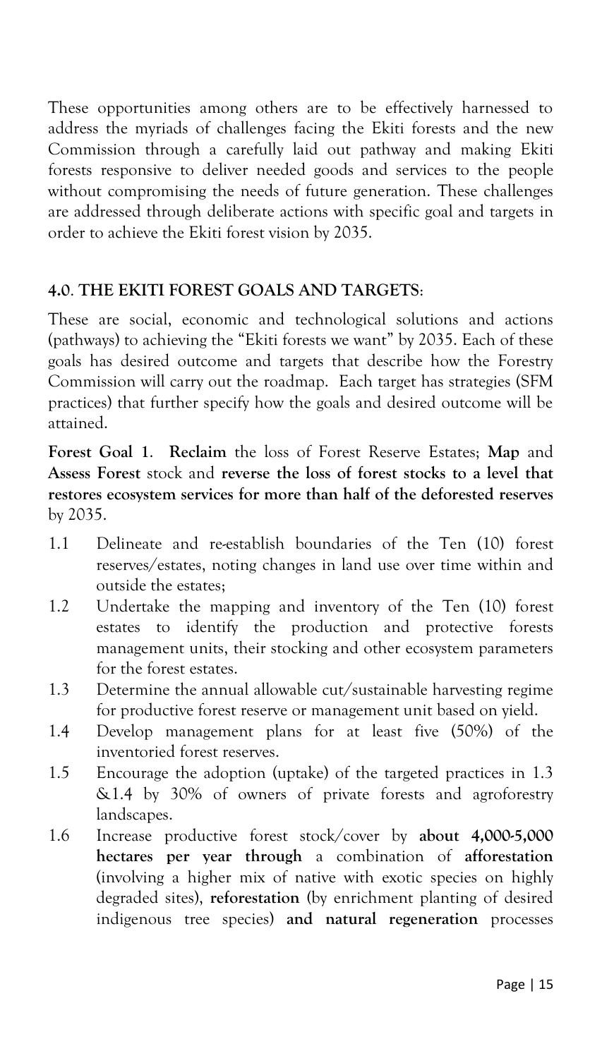These opportunities among others are to be effectively harnessed to address the myriads of challenges facing the Ekiti forests and the new Commission through a carefully laid out pathway and making Ekiti forests responsive to deliver needed goods and services to the people without compromising the needs of future generation. These challenges are addressed through deliberate actions with specific goal and targets in order to achieve the Ekiti forest vision by 2035.

## 4.0. THE EKITI FOREST GOALS AND TARGETS:

These are social, economic and technological solutions and actions (pathways) to achieving the "Ekiti forests we want" by 2035. Each of these goals has desired outcome and targets that describe how the Forestry Commission will carry out the roadmap. Each target has strategies (SFM practices) that further specify how the goals and desired outcome will be attained.

**Forest Goal 1**. **Reclaim** the loss of Forest Reserve Estates; **Map** and **Assess Forest** stock and **reverse the loss of forest stocks to a level that restores ecosystem services for more than half of the deforested reserves** by 2035.

1.1 Delineate and re-establish boundaries of the Ten (10) forest reserves/estates, noting changes in land use over time within and outside the estates;

1.2 Undertake the mapping and inventory of the Ten (10) forest estates to identify the production and protective forests management units, their stocking and other ecosystem parameters for the forest estates.

1.3 Determine the annual allowable cut/sustainable harvesting regime for productive forest reserve or management unit based on yield.

1.4 Develop management plans for at least five (50%) of the inventoried forest reserves.

1.5 Encourage the adoption (uptake) of the targeted practices in 1.3 &1.4 by 30% of owners of private forests and agroforestry landscapes.

1.6 Increase productive forest stock/cover by **about 4,000-5,000 hectares per year through** a combination of **afforestation** (involving a higher mix of native with exotic species on highly degraded sites), **reforestation** (by enrichment planting of desired indigenous tree species) **and natural regeneration** processes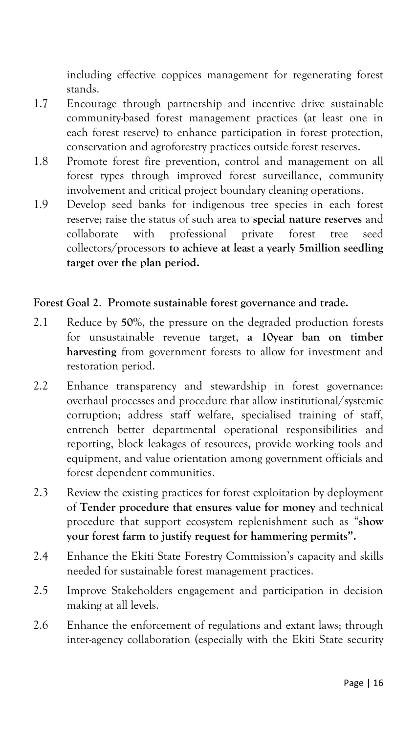including effective coppices management for regenerating forest stands.

1.7 Encourage through partnership and incentive drive sustainable community-based forest management practices (at least one in each forest reserve) to enhance participation in forest protection, conservation and agroforestry practices outside forest reserves.

1.8 Promote forest fire prevention, control and management on all forest types through improved forest surveillance, community involvement and critical project boundary cleaning operations.

1.9 Develop seed banks for indigenous tree species in each forest reserve; raise the status of such area to **special nature reserves** and collaborate with professional private forest tree seed collectors/processors **to achieve at least a yearly 5million seedling target over the plan period.**

**Forest Goal 2**. **Promote sustainable forest governance and trade.**

2.1 Reduce by **50%**, the pressure on the degraded production forests for unsustainable revenue target, **a 10year ban on timber harvesting** from government forests to allow for investment and restoration period.

2.2 Enhance transparency and stewardship in forest governance: overhaul processes and procedure that allow institutional/systemic corruption; address staff welfare, specialised training of staff, entrench better departmental operational responsibilities and reporting, block leakages of resources, provide working tools and equipment, and value orientation among government officials and forest dependent communities.

2.3 Review the existing practices for forest exploitation by deployment of **Tender procedure that ensures value for money** and technical procedure that support ecosystem replenishment such as "**show your forest farm to justify request for hammering permits".**

2.4 Enhance the Ekiti State Forestry Commission's capacity and skills needed for sustainable forest management practices.

2.5 Improve Stakeholders engagement and participation in decision making at all levels.

2.6 Enhance the enforcement of regulations and extant laws; through inter-agency collaboration (especially with the Ekiti State security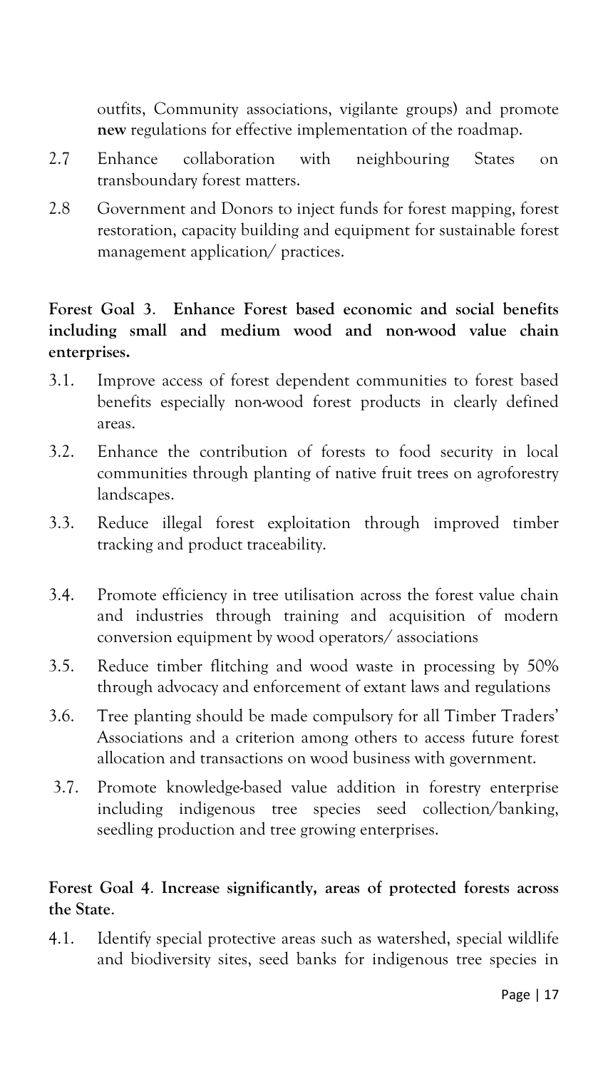outfits, Community associations, vigilante groups) and promote **new** regulations for effective implementation of the roadmap.

2.7 Enhance collaboration with neighbouring States on transboundary forest matters.

2.8 Government and Donors to inject funds for forest mapping, forest restoration, capacity building and equipment for sustainable forest management application/ practices.

**Forest Goal 3**. **Enhance Forest based economic and social benefits including small and medium wood and non-wood value chain enterprises.**

3.1. Improve access of forest dependent communities to forest based benefits especially non-wood forest products in clearly defined areas.

3.2. Enhance the contribution of forests to food security in local communities through planting of native fruit trees on agroforestry landscapes.

3.3. Reduce illegal forest exploitation through improved timber tracking and product traceability.

3.4. Promote efficiency in tree utilisation across the forest value chain and industries through training and acquisition of modern conversion equipment by wood operators/ associations

3.5. Reduce timber flitching and wood waste in processing by 50% through advocacy and enforcement of extant laws and regulations

3.6. Tree planting should be made compulsory for all Timber Traders' Associations and a criterion among others to access future forest allocation and transactions on wood business with government.

3.7. Promote knowledge-based value addition in forestry enterprise including indigenous tree species seed collection/banking, seedling production and tree growing enterprises.

**Forest Goal 4**. **Increase significantly, areas of protected forests across the State**.

4.1. Identify special protective areas such as watershed, special wildlife and biodiversity sites, seed banks for indigenous tree species in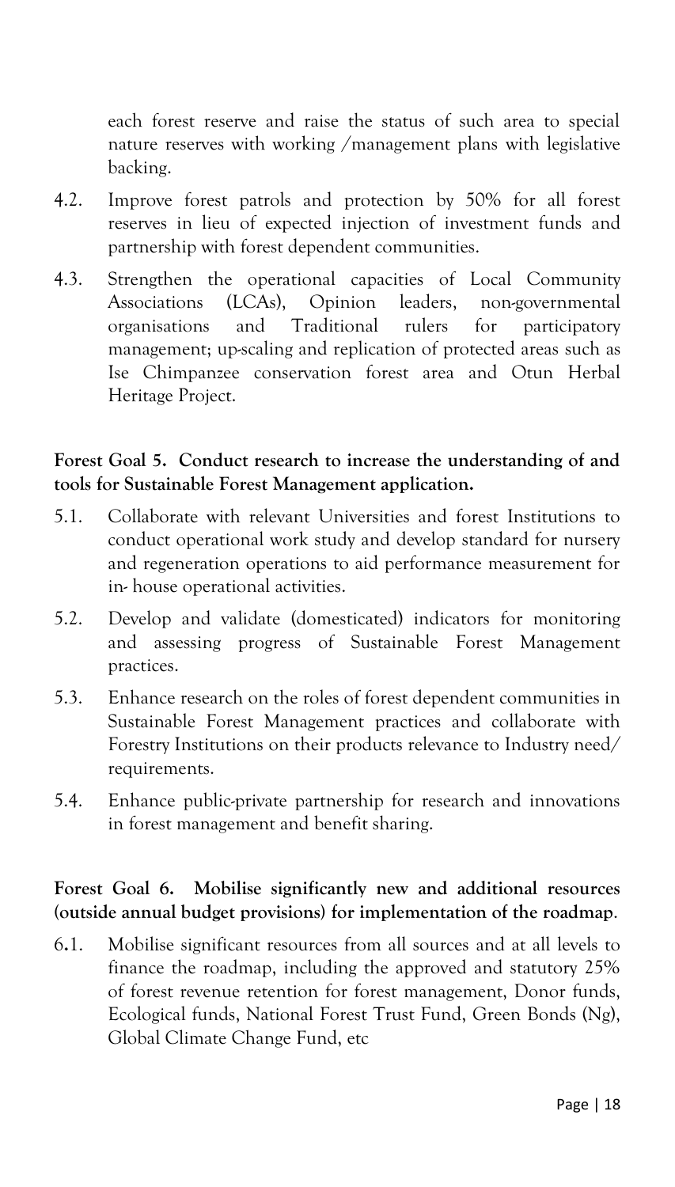each forest reserve and raise the status of such area to special nature reserves with working /management plans with legislative backing.

4.2. Improve forest patrols and protection by 50% for all forest reserves in lieu of expected injection of investment funds and partnership with forest dependent communities.

4.3. Strengthen the operational capacities of Local Community Associations (LCAs), Opinion leaders, non-governmental organisations and Traditional rulers for participatory management; up-scaling and replication of protected areas such as Ise Chimpanzee conservation forest area and Otun Herbal Heritage Project.

**Forest Goal 5. Conduct research to increase the understanding of and tools for Sustainable Forest Management application.**

5.1. Collaborate with relevant Universities and forest Institutions to conduct operational work study and develop standard for nursery and regeneration operations to aid performance measurement for in- house operational activities.

5.2. Develop and validate (domesticated) indicators for monitoring and assessing progress of Sustainable Forest Management practices.

5.3. Enhance research on the roles of forest dependent communities in Sustainable Forest Management practices and collaborate with Forestry Institutions on their products relevance to Industry need/ requirements.

5.4. Enhance public-private partnership for research and innovations in forest management and benefit sharing.

**Forest Goal 6. Mobilise significantly new and additional resources (outside annual budget provisions) for implementation of the roadmap**.

6.1. Mobilise significant resources from all sources and at all levels to finance the roadmap, including the approved and statutory 25% of forest revenue retention for forest management, Donor funds, Ecological funds, National Forest Trust Fund, Green Bonds (Ng), Global Climate Change Fund, etc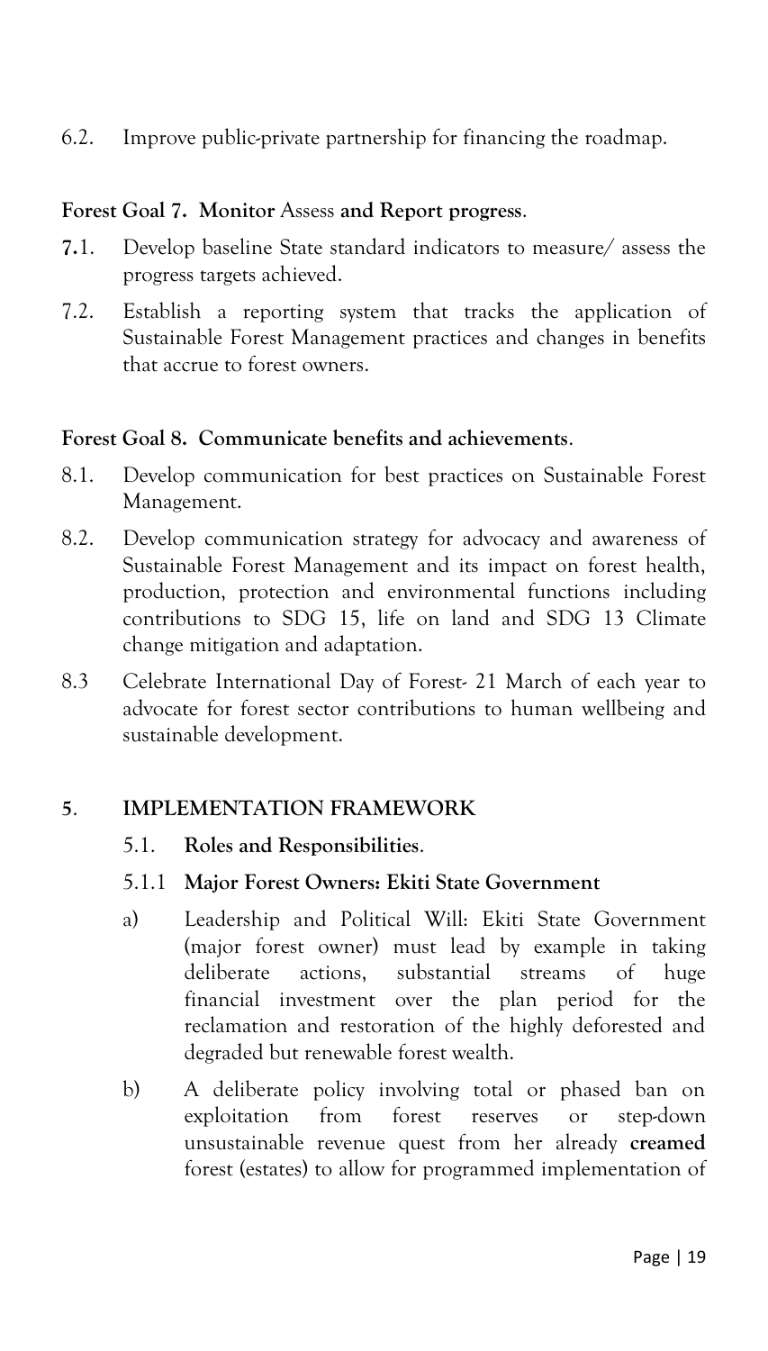6.2. Improve public-private partnership for financing the roadmap.

**Forest Goal 7. Monitor** Assess **and Report progress**.

7.1. Develop baseline State standard indicators to measure/ assess the progress targets achieved.

7.2. Establish a reporting system that tracks the application of Sustainable Forest Management practices and changes in benefits that accrue to forest owners.

**Forest Goal 8. Communicate benefits and achievements**.

8.1. Develop communication for best practices on Sustainable Forest Management.

8.2. Develop communication strategy for advocacy and awareness of Sustainable Forest Management and its impact on forest health, production, protection and environmental functions including contributions to SDG 15, life on land and SDG 13 Climate change mitigation and adaptation.

8.3 Celebrate International Day of Forest- 21 March of each year to advocate for forest sector contributions to human wellbeing and sustainable development.

## 5. IMPLEMENTATION FRAMEWORK

### 5.1. Roles and Responsibilities.

#### 5.1.1 Major Forest Owners: Ekiti State Government

a) Leadership and Political Will: Ekiti State Government (major forest owner) must lead by example in taking deliberate actions, substantial streams of huge financial investment over the plan period for the reclamation and restoration of the highly deforested and degraded but renewable forest wealth.

b) A deliberate policy involving total or phased ban on exploitation from forest reserves or step-down unsustainable revenue quest from her already **creamed** forest (estates) to allow for programmed implementation of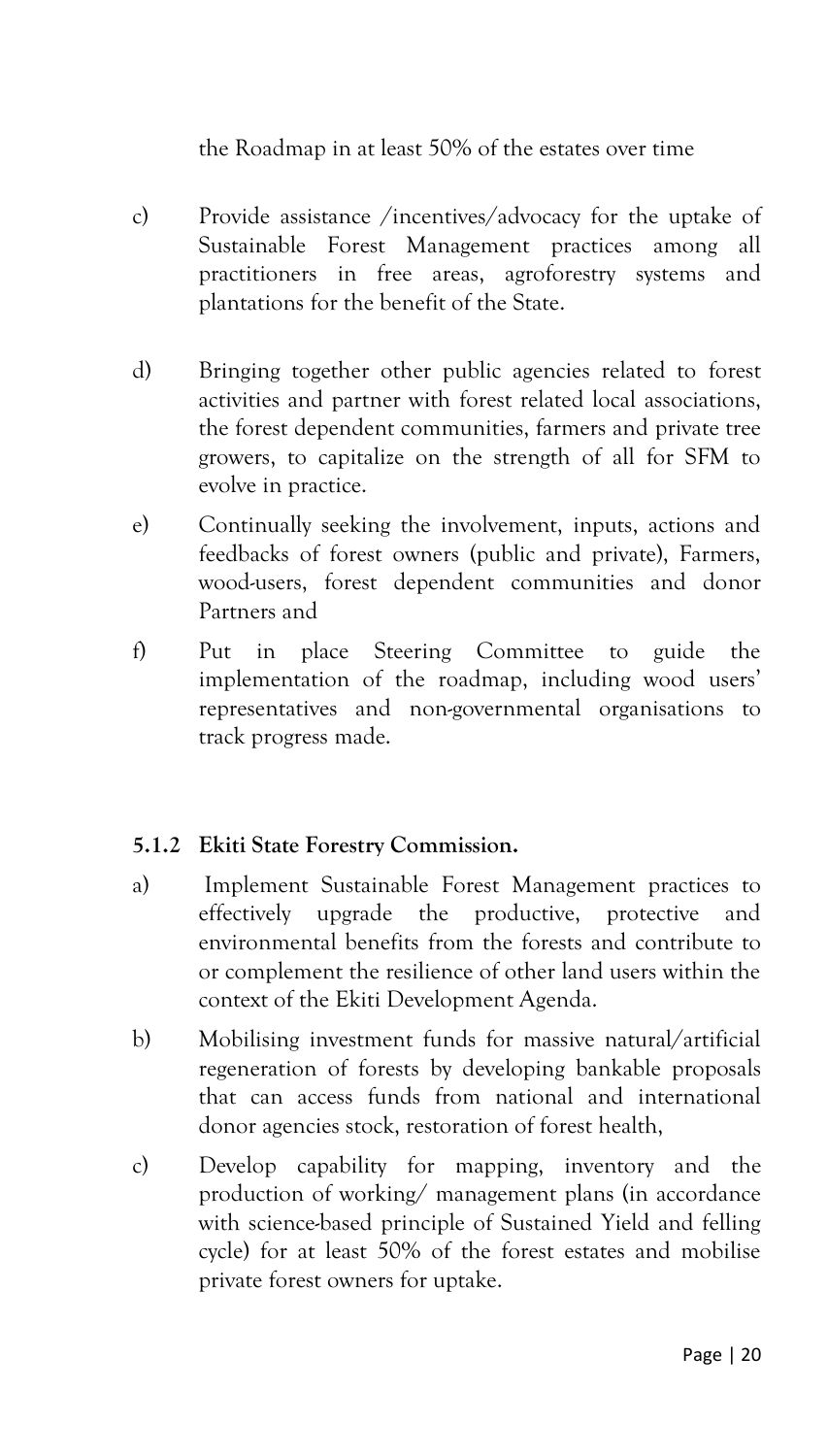the Roadmap in at least 50% of the estates over time

c) Provide assistance /incentives/advocacy for the uptake of Sustainable Forest Management practices among all practitioners in free areas, agroforestry systems and plantations for the benefit of the State.

d) Bringing together other public agencies related to forest activities and partner with forest related local associations, the forest dependent communities, farmers and private tree growers, to capitalize on the strength of all for SFM to evolve in practice.

e) Continually seeking the involvement, inputs, actions and feedbacks of forest owners (public and private), Farmers, wood-users, forest dependent communities and donor Partners and

f) Put in place Steering Committee to guide the implementation of the roadmap, including wood users' representatives and non-governmental organisations to track progress made.

#### 5.1.2 Ekiti State Forestry Commission.

a) Implement Sustainable Forest Management practices to effectively upgrade the productive, protective and environmental benefits from the forests and contribute to or complement the resilience of other land users within the context of the Ekiti Development Agenda.

b) Mobilising investment funds for massive natural/artificial regeneration of forests by developing bankable proposals that can access funds from national and international donor agencies stock, restoration of forest health,

c) Develop capability for mapping, inventory and the production of working/ management plans (in accordance with science-based principle of Sustained Yield and felling cycle) for at least 50% of the forest estates and mobilise private forest owners for uptake.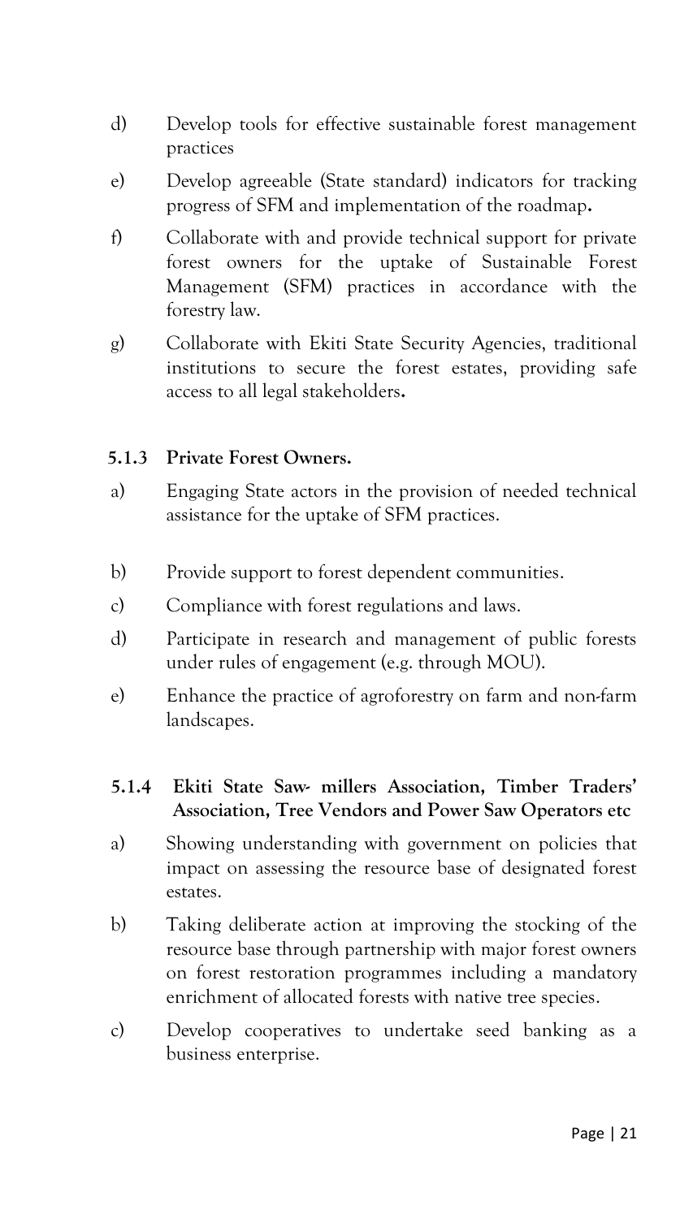d) Develop tools for effective sustainable forest management practices

e) Develop agreeable (State standard) indicators for tracking progress of SFM and implementation of the roadmap**.**

f) Collaborate with and provide technical support for private forest owners for the uptake of Sustainable Forest Management (SFM) practices in accordance with the forestry law.

g) Collaborate with Ekiti State Security Agencies, traditional institutions to secure the forest estates, providing safe access to all legal stakeholders**.**

### 5.1.3 Private Forest Owners.

a) Engaging State actors in the provision of needed technical assistance for the uptake of SFM practices.

b) Provide support to forest dependent communities.

c) Compliance with forest regulations and laws.

d) Participate in research and management of public forests under rules of engagement (e.g. through MOU).

e) Enhance the practice of agroforestry on farm and non-farm landscapes.

### 5.1.4 Ekiti State Saw- millers Association, Timber Traders' Association, Tree Vendors and Power Saw Operators etc

a) Showing understanding with government on policies that impact on assessing the resource base of designated forest estates.

b) Taking deliberate action at improving the stocking of the resource base through partnership with major forest owners on forest restoration programmes including a mandatory enrichment of allocated forests with native tree species.

c) Develop cooperatives to undertake seed banking as a business enterprise.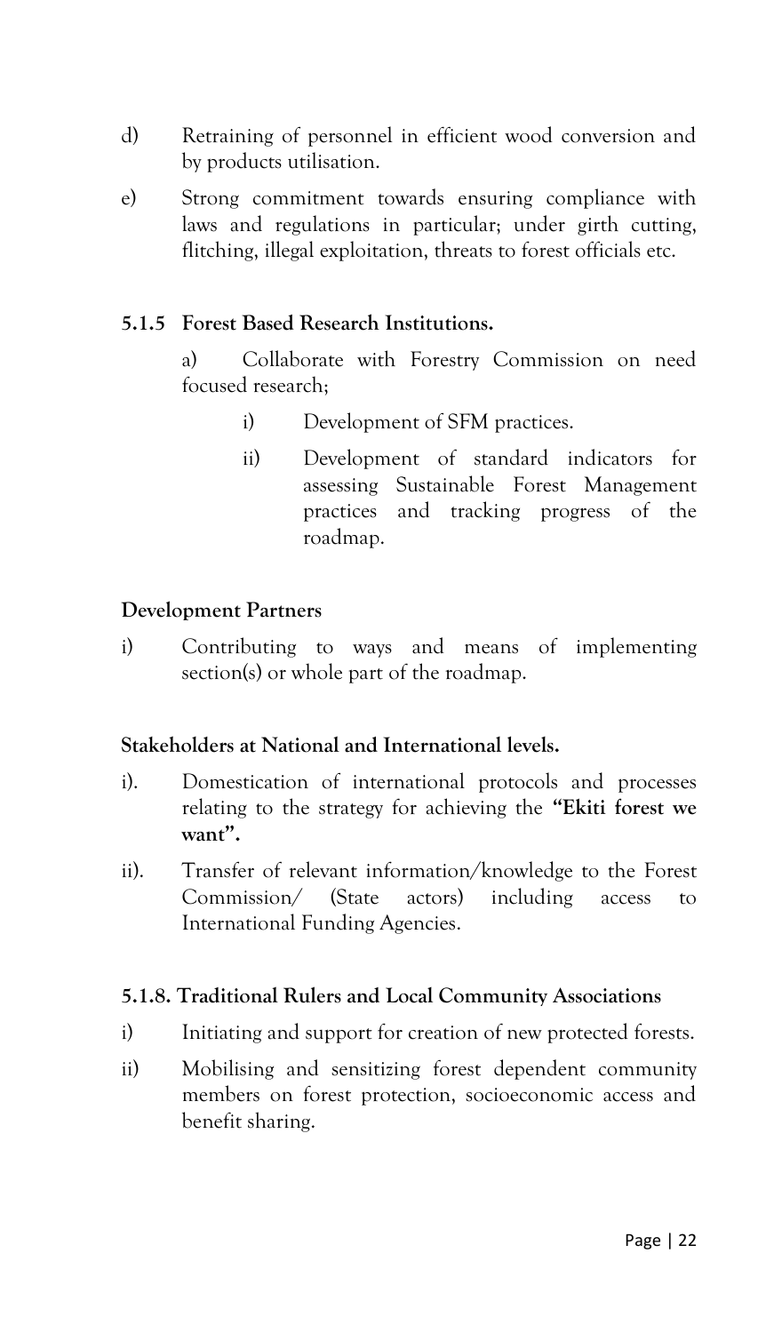d) Retraining of personnel in efficient wood conversion and by products utilisation.

e) Strong commitment towards ensuring compliance with laws and regulations in particular; under girth cutting, flitching, illegal exploitation, threats to forest officials etc.

### 5.1.5 Forest Based Research Institutions.

a) Collaborate with Forestry Commission on need focused research;

- i) Development of SFM practices.
- ii) Development of standard indicators for assessing Sustainable Forest Management practices and tracking progress of the roadmap.

### Development Partners

i) Contributing to ways and means of implementing section(s) or whole part of the roadmap.

### Stakeholders at National and International levels.

i). Domestication of international protocols and processes relating to the strategy for achieving the **"Ekiti forest we want".**

ii). Transfer of relevant information/knowledge to the Forest Commission/ (State actors) including access to International Funding Agencies.

### 5.1.8. Traditional Rulers and Local Community Associations

i) Initiating and support for creation of new protected forests.

ii) Mobilising and sensitizing forest dependent community members on forest protection, socioeconomic access and benefit sharing.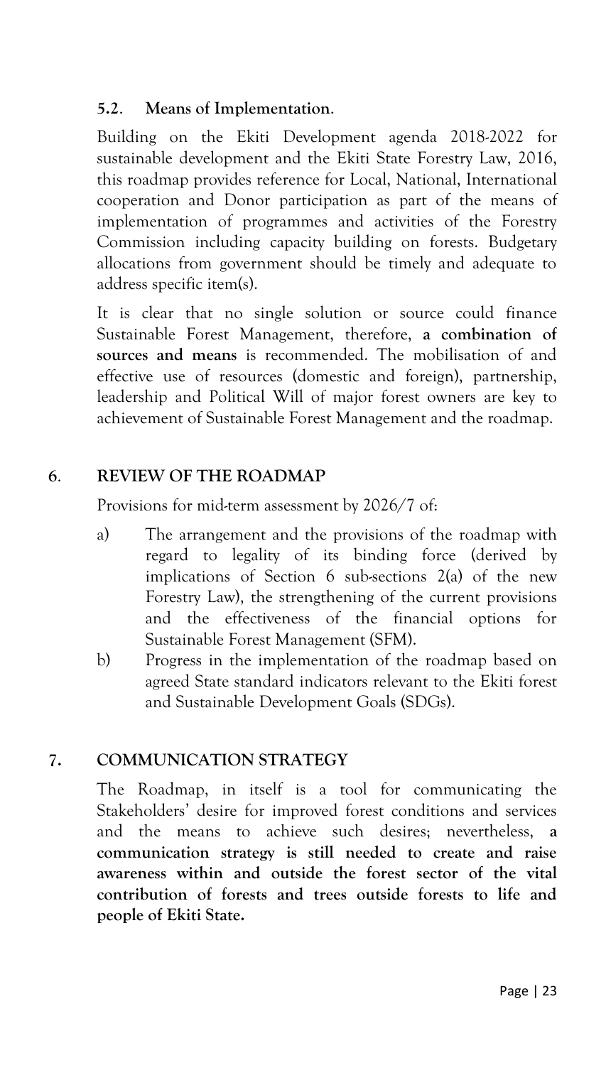### 5.2. Means of Implementation.

Building on the Ekiti Development agenda 2018-2022 for sustainable development and the Ekiti State Forestry Law, 2016, this roadmap provides reference for Local, National, International cooperation and Donor participation as part of the means of implementation of programmes and activities of the Forestry Commission including capacity building on forests. Budgetary allocations from government should be timely and adequate to address specific item(s).

It is clear that no single solution or source could finance Sustainable Forest Management, therefore, **a combination of sources and means** is recommended. The mobilisation of and effective use of resources (domestic and foreign), partnership, leadership and Political Will of major forest owners are key to achievement of Sustainable Forest Management and the roadmap.

## 6. REVIEW OF THE ROADMAP

Provisions for mid-term assessment by 2026/7 of:

a) The arrangement and the provisions of the roadmap with regard to legality of its binding force (derived by implications of Section 6 sub-sections 2(a) of the new Forestry Law), the strengthening of the current provisions and the effectiveness of the financial options for Sustainable Forest Management (SFM).

b) Progress in the implementation of the roadmap based on agreed State standard indicators relevant to the Ekiti forest and Sustainable Development Goals (SDGs).

## 7. COMMUNICATION STRATEGY

The Roadmap, in itself is a tool for communicating the Stakeholders' desire for improved forest conditions and services and the means to achieve such desires; nevertheless, **a communication strategy is still needed to create and raise awareness within and outside the forest sector of the vital contribution of forests and trees outside forests to life and people of Ekiti State.**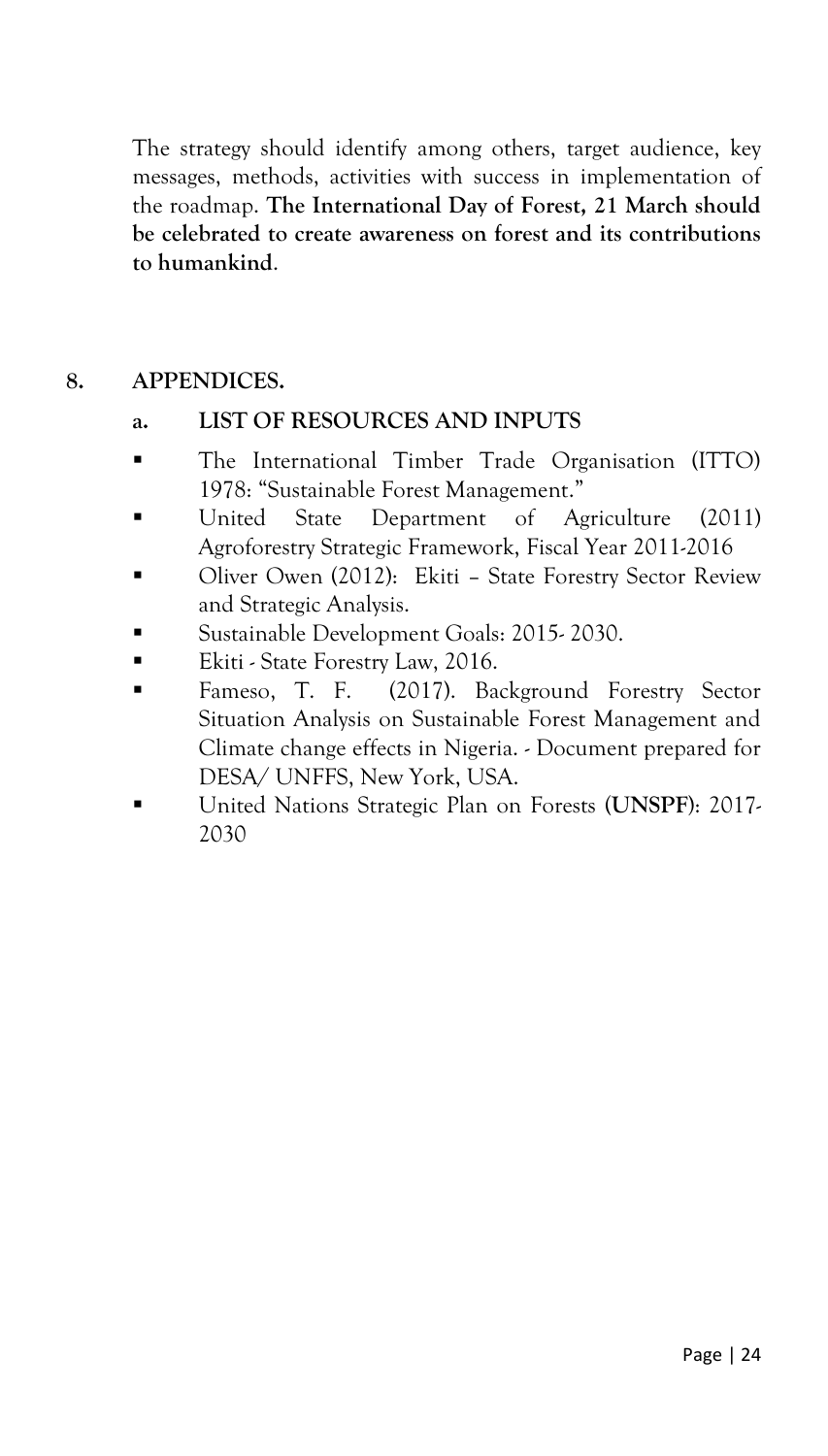The strategy should identify among others, target audience, key messages, methods, activities with success in implementation of the roadmap. **The International Day of Forest, 21 March should be celebrated to create awareness on forest and its contributions to humankind**.

## 8. APPENDICES.

### a. LIST OF RESOURCES AND INPUTS

- The International Timber Trade Organisation (ITTO) 1978: "Sustainable Forest Management."
- United State Department of Agriculture (2011) Agroforestry Strategic Framework, Fiscal Year 2011-2016
- Oliver Owen (2012): Ekiti – State Forestry Sector Review and Strategic Analysis.
- Sustainable Development Goals: 2015- 2030.
- Ekiti - State Forestry Law, 2016.
- Fameso, T. F. (2017). Background Forestry Sector Situation Analysis on Sustainable Forest Management and Climate change effects in Nigeria. - Document prepared for DESA/ UNFFS, New York, USA.
- United Nations Strategic Plan on Forests (**UNSPF**): 2017-2030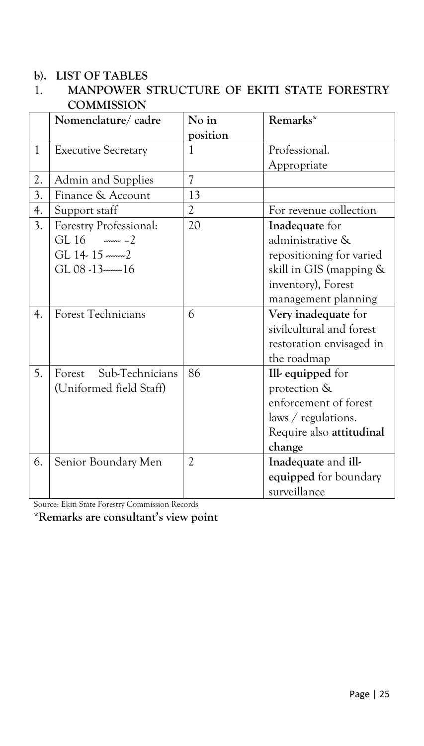**b). LIST OF TABLES**

1. **MANPOWER STRUCTURE OF EKITI STATE FORESTRY COMMISSION**

| | Nomenclature/ cadre | No in position | Remarks* |
|---|---|---|---|
| 1 | Executive Secretary | 1 | Professional. Appropriate |
| 2. | Admin and Supplies | 7 | |
| 3. | Finance & Account | 13 | |
| 4. | Support staff | 2 | For revenue collection |
| 3. | Forestry Professional: GL 16 ------ –2 GL 14- 15 ------2 GL 08 -13------16 | 20 | **Inadequate** for administrative & repositioning for varied skill in GIS (mapping & inventory), Forest management planning |
| 4. | Forest Technicians | 6 | **Very inadequate** for sivilcultural and forest restoration envisaged in the roadmap |
| 5. | Forest Sub-Technicians (Uniformed field Staff) | 86 | **Ill- equipped** for protection & enforcement of forest laws / regulations. Require also **attitudinal change** |
| 6. | Senior Boundary Men | 2 | **Inadequate** and **ill-equipped** for boundary surveillance |

Source: Ekiti State Forestry Commission Records

**\*Remarks are consultant's view point**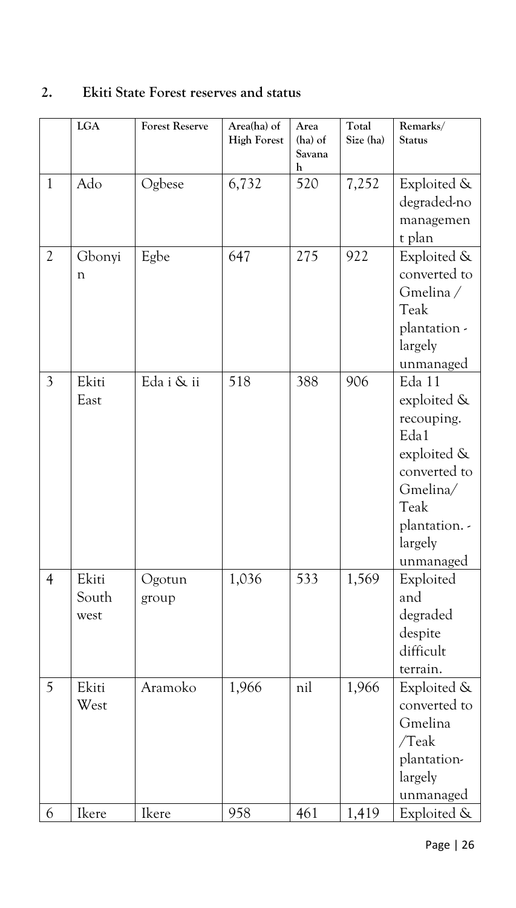## 2. Ekiti State Forest reserves and status

| | LGA | Forest Reserve | Area(ha) of High Forest | Area (ha) of Savanah | Total Size (ha) | Remarks/ Status |
|---|---|---|---|---|---|---|
| 1 | Ado | Ogbese | 6,732 | 520 | 7,252 | Exploited & degraded-no management plan |
| 2 | Gbonyin | Egbe | 647 | 275 | 922 | Exploited & converted to Gmelina / Teak plantation - largely unmanaged |
| 3 | Ekiti East | Eda i & ii | 518 | 388 | 906 | Eda 11 exploited & recouping. Eda1 exploited & converted to Gmelina/ Teak plantation. - largely unmanaged |
| 4 | Ekiti South west | Ogotun group | 1,036 | 533 | 1,569 | Exploited and degraded despite difficult terrain. |
| 5 | Ekiti West | Aramoko | 1,966 | nil | 1,966 | Exploited & converted to Gmelina /Teak plantation-largely unmanaged |
| 6 | Ikere | Ikere | 958 | 461 | 1,419 | Exploited & |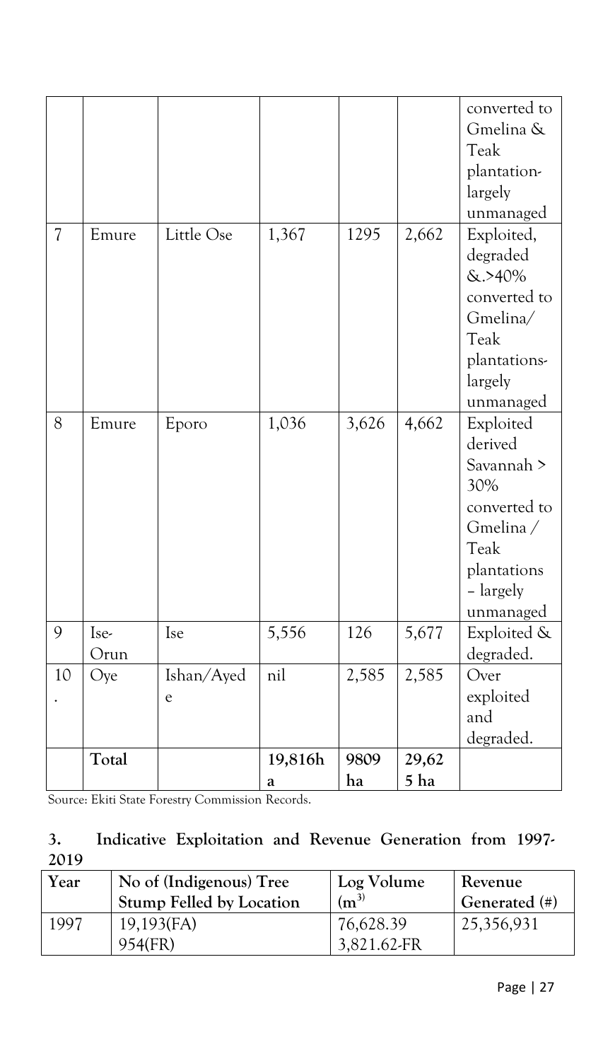| | | | | | | |
|---|---|---|---|---|---|---|
| | | | | | | converted to Gmelina & Teak plantation-largely unmanaged |
| 7 | Emure | Little Ose | 1,367 | 1295 | 2,662 | Exploited, degraded &.>40% converted to Gmelina/ Teak plantations-largely unmanaged |
| 8 | Emure | Eporo | 1,036 | 3,626 | 4,662 | Exploited derived Savannah > 30% converted to Gmelina / Teak plantations – largely unmanaged |
| 9 | Ise-Orun | Ise | 5,556 | 126 | 5,677 | Exploited & degraded. |
| 10. | Oye | Ishan/Ayede | nil | 2,585 | 2,585 | Over exploited and degraded. |
| | **Total** | | **19,816ha** | **9809 ha** | **29,625 ha** | |

Source: Ekiti State Forestry Commission Records.

### 3. Indicative Exploitation and Revenue Generation from 1997-2019

| Year | No of (Indigenous) Tree Stump Felled by Location | Log Volume ($m^3$) | Revenue Generated (#) |
|---|---|---|---|
| 1997 | 19,193(FA)<br>954(FR) | 76,628.39<br>3,821.62-FR | 25,356,931 |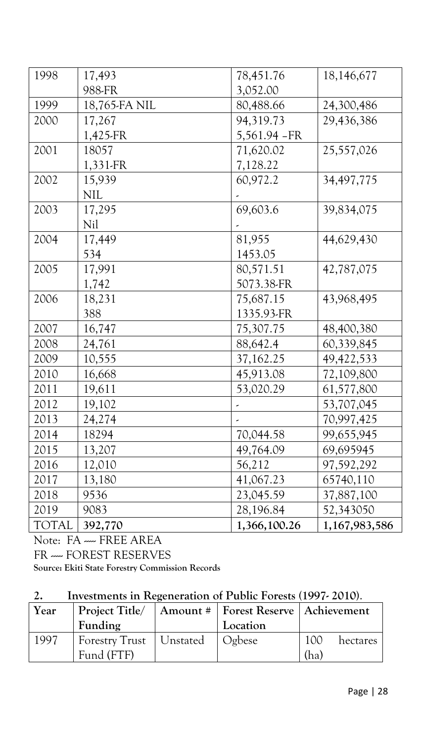| 1998 | 17,493<br>988-FR | 78,451.76<br>3,052.00 | 18,146,677 |
|---|---|---|---|
| 1999 | 18,765-FA NIL | 80,488.66 | 24,300,486 |
| 2000 | 17,267<br>1,425-FR | 94,319.73<br>5,561.94 –FR | 29,436,386 |
| 2001 | 18057<br>1,331-FR | 71,620.02<br>7,128.22 | 25,557,026 |
| 2002 | 15,939<br>NIL | 60,972.2<br>- | 34,497,775 |
| 2003 | 17,295<br>Nil | 69,603.6<br>- | 39,834,075 |
| 2004 | 17,449<br>534 | 81,955<br>1453.05 | 44,629,430 |
| 2005 | 17,991<br>1,742 | 80,571.51<br>5073.38-FR | 42,787,075 |
| 2006 | 18,231<br>388 | 75,687.15<br>1335.93-FR | 43,968,495 |
| 2007 | 16,747 | 75,307.75 | 48,400,380 |
| 2008 | 24,761 | 88,642.4 | 60,339,845 |
| 2009 | 10,555 | 37,162.25 | 49,422,533 |
| 2010 | 16,668 | 45,913.08 | 72,109,800 |
| 2011 | 19,611 | 53,020.29 | 61,577,800 |
| 2012 | 19,102 | - | 53,707,045 |
| 2013 | 24,274 | - | 70,997,425 |
| 2014 | 18294 | 70,044.58 | 99,655,945 |
| 2015 | 13,207 | 49,764.09 | 69,695945 |
| 2016 | 12,010 | 56,212 | 97,592,292 |
| 2017 | 13,180 | 41,067.23 | 65740,110 |
| 2018 | 9536 | 23,045.59 | 37,887,100 |
| 2019 | 9083 | 28,196.84 | 52,343050 |
| TOTAL | **392,770** | **1,366,100.26** | **1,167,983,586** |

Note: FA ---- FREE AREA

FR ---- FOREST RESERVES

**Source: Ekiti State Forestry Commission Records**

**2. Investments in Regeneration of Public Forests (1997- 2010).**

| Year | Project Title/ Funding | Amount # | Forest Reserve Location | Achievement |
|---|---|---|---|---|
| 1997 | Forestry Trust Fund (FTF) | Unstated | Ogbese | 100 hectares (ha) |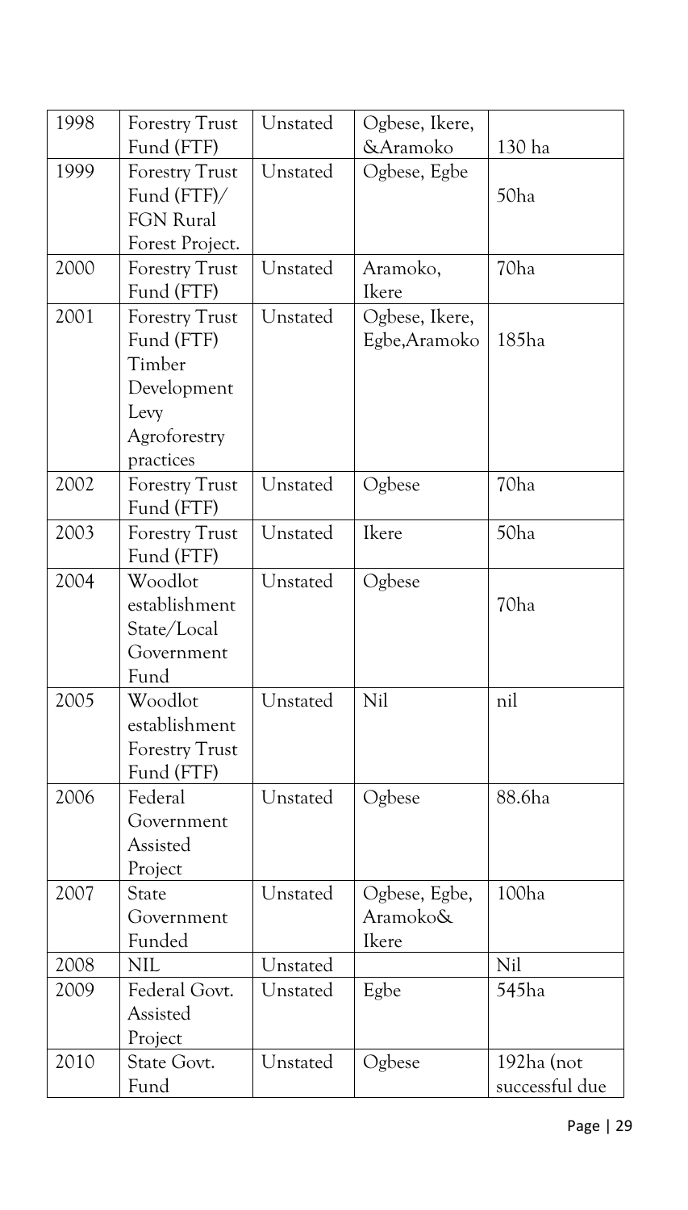| 1998 | Forestry Trust Fund (FTF) | Unstated | Ogbese, Ikere, &Aramoko | 130 ha |
|---|---|---|---|---|
| 1999 | Forestry Trust Fund (FTF)/ FGN Rural Forest Project. | Unstated | Ogbese, Egbe | 50ha |
| 2000 | Forestry Trust Fund (FTF) | Unstated | Aramoko, Ikere | 70ha |
| 2001 | Forestry Trust Fund (FTF) Timber Development Levy Agroforestry practices | Unstated | Ogbese, Ikere, Egbe,Aramoko | 185ha |
| 2002 | Forestry Trust Fund (FTF) | Unstated | Ogbese | 70ha |
| 2003 | Forestry Trust Fund (FTF) | Unstated | Ikere | 50ha |
| 2004 | Woodlot establishment State/Local Government Fund | Unstated | Ogbese | 70ha |
| 2005 | Woodlot establishment Forestry Trust Fund (FTF) | Unstated | Nil | nil |
| 2006 | Federal Government Assisted Project | Unstated | Ogbese | 88.6ha |
| 2007 | State Government Funded | Unstated | Ogbese, Egbe, Aramoko& Ikere | 100ha |
| 2008 | NIL | Unstated | | Nil |
| 2009 | Federal Govt. Assisted Project | Unstated | Egbe | 545ha |
| 2010 | State Govt. Fund | Unstated | Ogbese | 192ha (not successful due |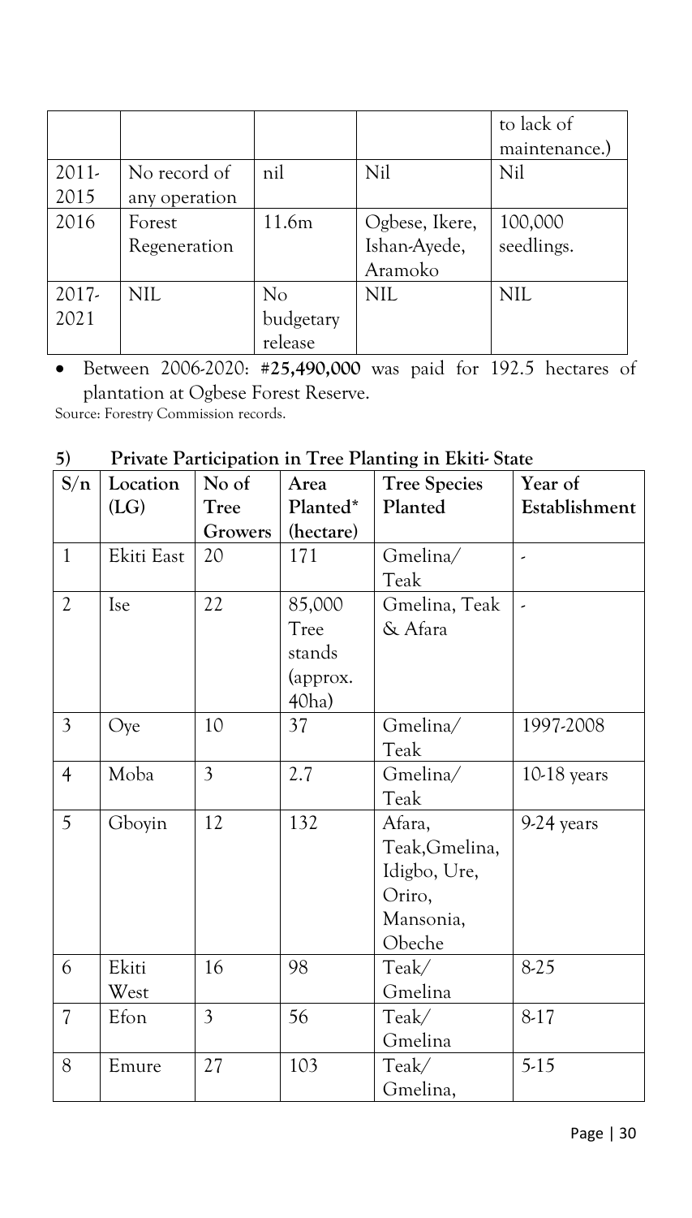| | | | | to lack of maintenance.) |
|---|---|---|---|---|
| 2011-2015 | No record of any operation | nil | Nil | Nil |
| 2016 | Forest Regeneration | 11.6m | Ogbese, Ikere, Ishan-Ayede, Aramoko | 100,000 seedlings. |
| 2017-2021 | NIL | No budgetary release | NIL | NIL |

- Between 2006-2020: **#25,490,000** was paid for 192.5 hectares of plantation at Ogbese Forest Reserve.

Source: Forestry Commission records.

### 5) Private Participation in Tree Planting in Ekiti- State

| S/n | Location (LG) | No of Tree Growers | Area Planted* (hectare) | Tree Species Planted | Year of Establishment |
|---|---|---|---|---|---|
| 1 | Ekiti East | 20 | 171 | Gmelina/ Teak | - |
| 2 | Ise | 22 | 85,000 Tree stands (approx. 40ha) | Gmelina, Teak & Afara | - |
| 3 | Oye | 10 | 37 | Gmelina/ Teak | 1997-2008 |
| 4 | Moba | 3 | 2.7 | Gmelina/ Teak | 10-18 years |
| 5 | Gboyin | 12 | 132 | Afara, Teak,Gmelina, Idigbo, Ure, Oriro, Mansonia, Obeche | 9-24 years |
| 6 | Ekiti West | 16 | 98 | Teak/ Gmelina | 8-25 |
| 7 | Efon | 3 | 56 | Teak/ Gmelina | 8-17 |
| 8 | Emure | 27 | 103 | Teak/ Gmelina, | 5-15 |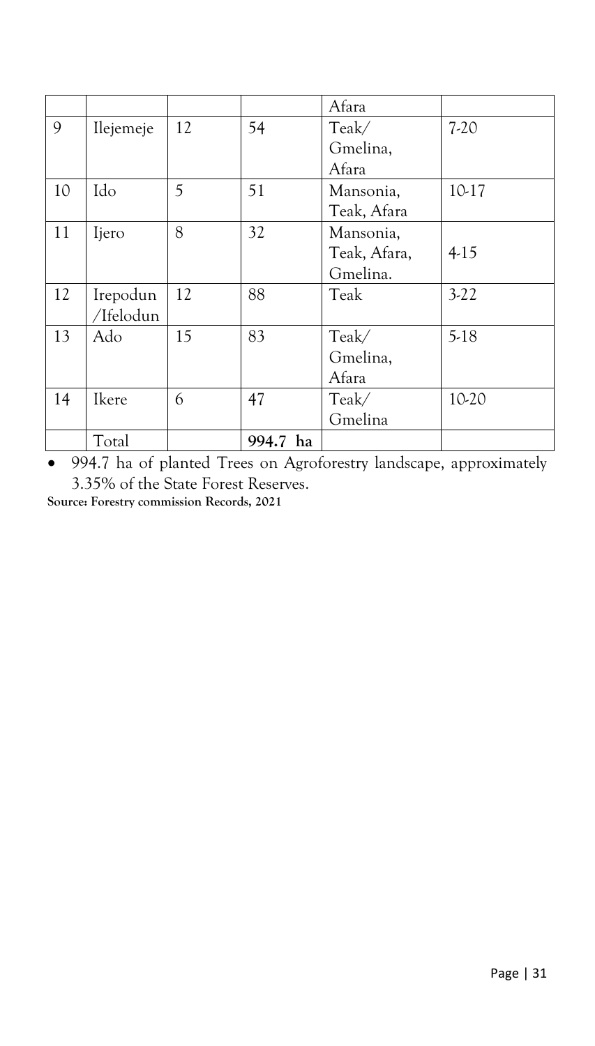| | | | | | |
|---|---|---|---|---|---|
| | | | | Afara | |
| 9 | Ilejemeje | 12 | 54 | Teak/ Gmelina, Afara | 7-20 |
| 10 | Ido | 5 | 51 | Mansonia, Teak, Afara | 10-17 |
| 11 | Ijero | 8 | 32 | Mansonia, Teak, Afara, Gmelina. | 4-15 |
| 12 | Irepodun /Ifelodun | 12 | 88 | Teak | 3-22 |
| 13 | Ado | 15 | 83 | Teak/ Gmelina, Afara | 5-18 |
| 14 | Ikere | 6 | 47 | Teak/ Gmelina | 10-20 |
| | Total | | **994.7 ha** | | |

- 994.7 ha of planted Trees on Agroforestry landscape, approximately 3.35% of the State Forest Reserves.

**Source: Forestry commission Records, 2021**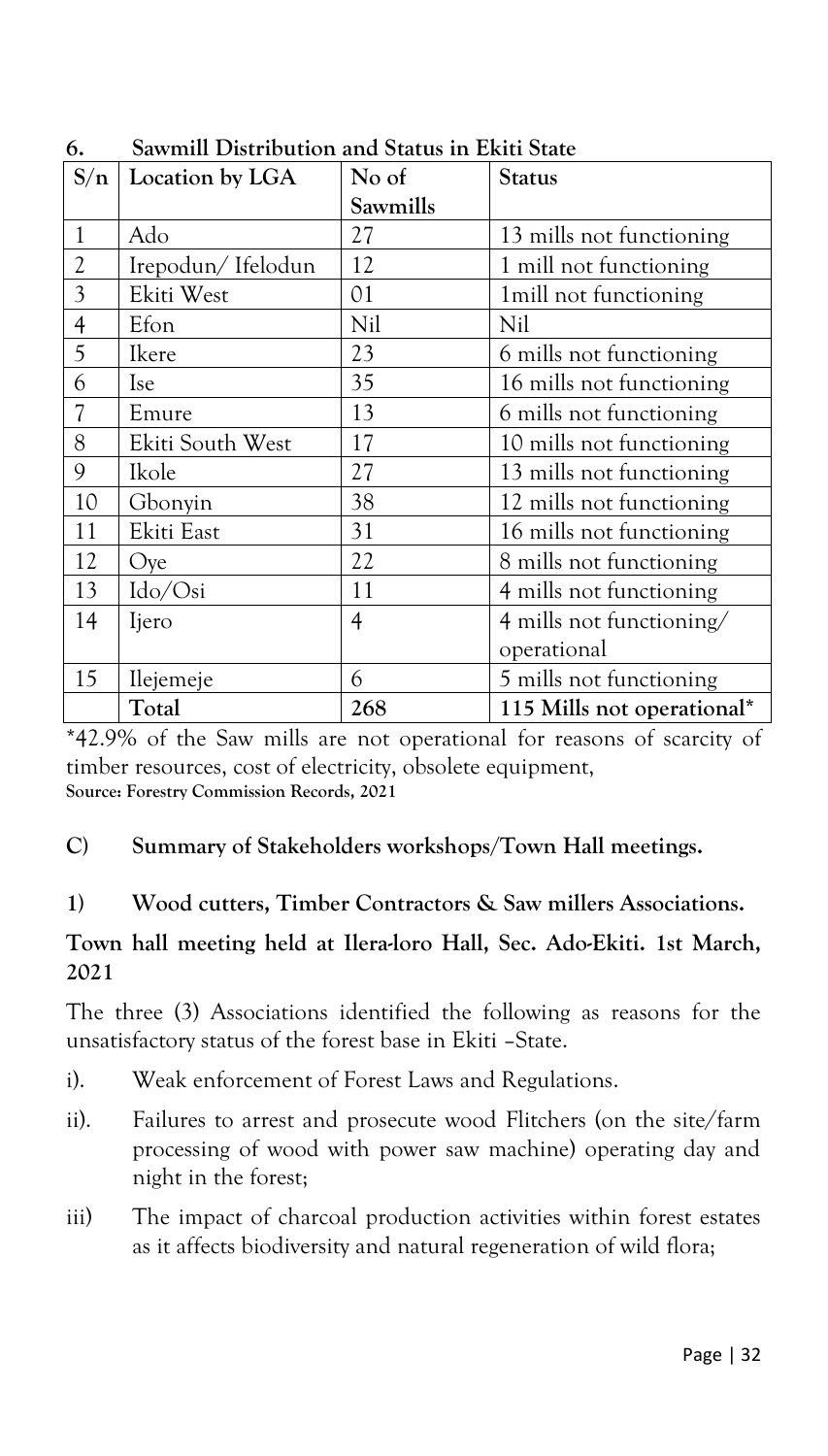**6. Sawmill Distribution and Status in Ekiti State**

| S/n | Location by LGA | No of Sawmills | Status |
|---|---|---|---|
| 1 | Ado | 27 | 13 mills not functioning |
| 2 | Irepodun/ Ifelodun | 12 | 1 mill not functioning |
| 3 | Ekiti West | 01 | 1mill not functioning |
| 4 | Efon | Nil | Nil |
| 5 | Ikere | 23 | 6 mills not functioning |
| 6 | Ise | 35 | 16 mills not functioning |
| 7 | Emure | 13 | 6 mills not functioning |
| 8 | Ekiti South West | 17 | 10 mills not functioning |
| 9 | Ikole | 27 | 13 mills not functioning |
| 10 | Gbonyin | 38 | 12 mills not functioning |
| 11 | Ekiti East | 31 | 16 mills not functioning |
| 12 | Oye | 22 | 8 mills not functioning |
| 13 | Ido/Osi | 11 | 4 mills not functioning |
| 14 | Ijero | 4 | 4 mills not functioning/ operational |
| 15 | Ilejemeje | 6 | 5 mills not functioning |
| | **Total** | **268** | **115 Mills not operational*** |

*42.9% of the Saw mills are not operational for reasons of scarcity of timber resources, cost of electricity, obsolete equipment,

**Source: Forestry Commission Records, 2021**

**C) Summary of Stakeholders workshops/Town Hall meetings.**

**1) Wood cutters, Timber Contractors & Saw millers Associations.**

**Town hall meeting held at Ilera-loro Hall, Sec. Ado-Ekiti. 1st March, 2021**

The three (3) Associations identified the following as reasons for the unsatisfactory status of the forest base in Ekiti –State.

i). Weak enforcement of Forest Laws and Regulations.

ii). Failures to arrest and prosecute wood Flitchers (on the site/farm processing of wood with power saw machine) operating day and night in the forest;

iii) The impact of charcoal production activities within forest estates as it affects biodiversity and natural regeneration of wild flora;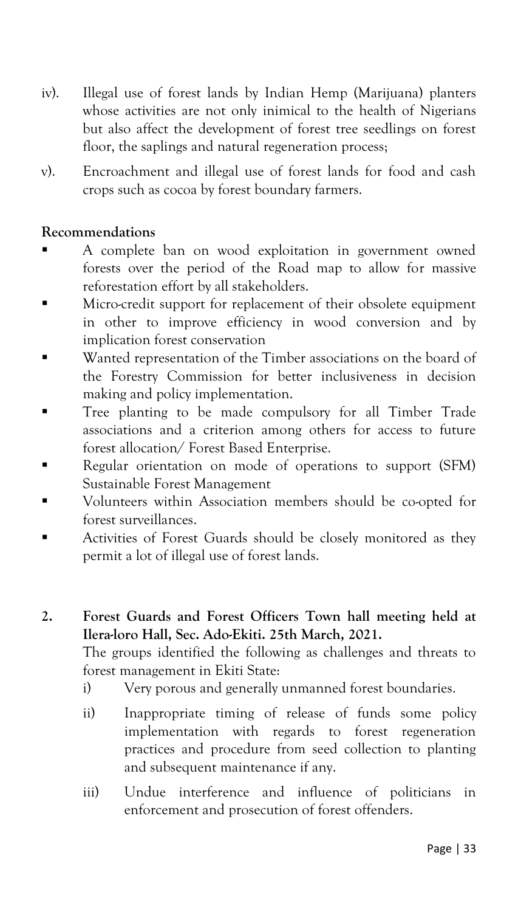iv). Illegal use of forest lands by Indian Hemp (Marijuana) planters whose activities are not only inimical to the health of Nigerians but also affect the development of forest tree seedlings on forest floor, the saplings and natural regeneration process;

v). Encroachment and illegal use of forest lands for food and cash crops such as cocoa by forest boundary farmers.

**Recommendations**

- A complete ban on wood exploitation in government owned forests over the period of the Road map to allow for massive reforestation effort by all stakeholders.
- Micro-credit support for replacement of their obsolete equipment in other to improve efficiency in wood conversion and by implication forest conservation
- Wanted representation of the Timber associations on the board of the Forestry Commission for better inclusiveness in decision making and policy implementation.
- Tree planting to be made compulsory for all Timber Trade associations and a criterion among others for access to future forest allocation/ Forest Based Enterprise.
- Regular orientation on mode of operations to support (SFM) Sustainable Forest Management
- Volunteers within Association members should be co-opted for forest surveillances.
- Activities of Forest Guards should be closely monitored as they permit a lot of illegal use of forest lands.

**2. Forest Guards and Forest Officers Town hall meeting held at Ilera-loro Hall, Sec. Ado-Ekiti. 25th March, 2021.**

The groups identified the following as challenges and threats to forest management in Ekiti State:

i) Very porous and generally unmanned forest boundaries.

ii) Inappropriate timing of release of funds some policy implementation with regards to forest regeneration practices and procedure from seed collection to planting and subsequent maintenance if any.

iii) Undue interference and influence of politicians in enforcement and prosecution of forest offenders.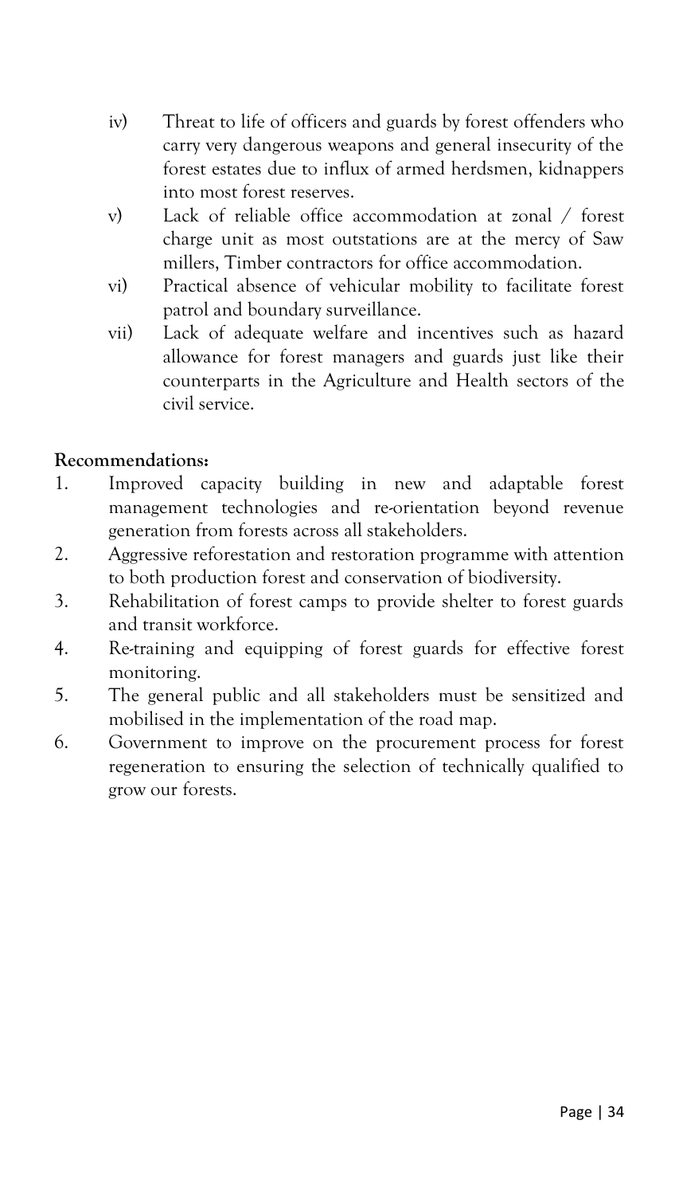iv) Threat to life of officers and guards by forest offenders who carry very dangerous weapons and general insecurity of the forest estates due to influx of armed herdsmen, kidnappers into most forest reserves.

v) Lack of reliable office accommodation at zonal / forest charge unit as most outstations are at the mercy of Saw millers, Timber contractors for office accommodation.

vi) Practical absence of vehicular mobility to facilitate forest patrol and boundary surveillance.

vii) Lack of adequate welfare and incentives such as hazard allowance for forest managers and guards just like their counterparts in the Agriculture and Health sectors of the civil service.

**Recommendations:**

1. Improved capacity building in new and adaptable forest management technologies and re-orientation beyond revenue generation from forests across all stakeholders.
2. Aggressive reforestation and restoration programme with attention to both production forest and conservation of biodiversity.
3. Rehabilitation of forest camps to provide shelter to forest guards and transit workforce.
4. Re-training and equipping of forest guards for effective forest monitoring.
5. The general public and all stakeholders must be sensitized and mobilised in the implementation of the road map.
6. Government to improve on the procurement process for forest regeneration to ensuring the selection of technically qualified to grow our forests.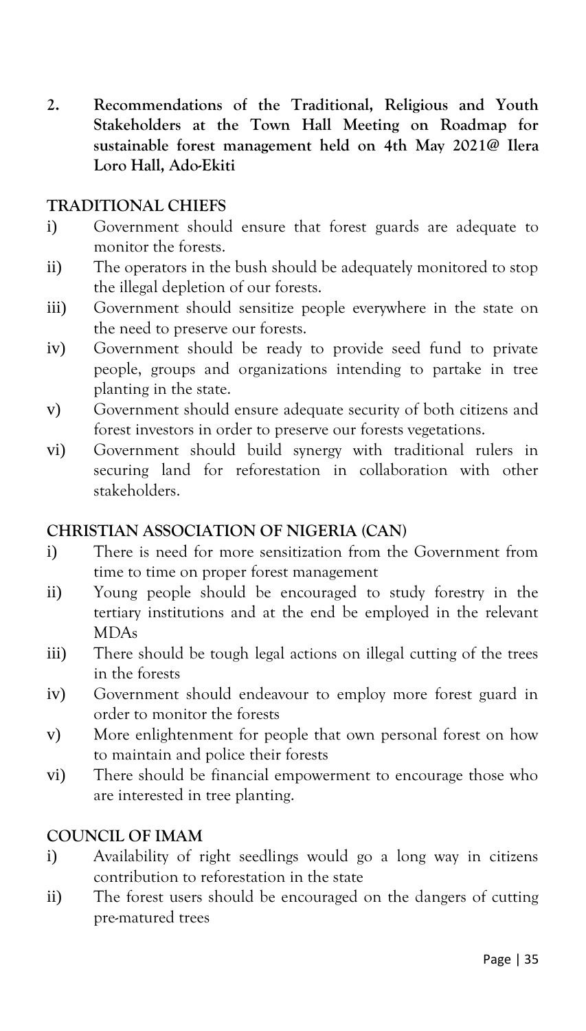## 2. Recommendations of the Traditional, Religious and Youth Stakeholders at the Town Hall Meeting on Roadmap for sustainable forest management held on 4th May 2021@ Ilera Loro Hall, Ado-Ekiti

### TRADITIONAL CHIEFS

i) Government should ensure that forest guards are adequate to monitor the forests.

ii) The operators in the bush should be adequately monitored to stop the illegal depletion of our forests.

iii) Government should sensitize people everywhere in the state on the need to preserve our forests.

iv) Government should be ready to provide seed fund to private people, groups and organizations intending to partake in tree planting in the state.

v) Government should ensure adequate security of both citizens and forest investors in order to preserve our forests vegetations.

vi) Government should build synergy with traditional rulers in securing land for reforestation in collaboration with other stakeholders.

### CHRISTIAN ASSOCIATION OF NIGERIA (CAN)

i) There is need for more sensitization from the Government from time to time on proper forest management

ii) Young people should be encouraged to study forestry in the tertiary institutions and at the end be employed in the relevant MDAs

iii) There should be tough legal actions on illegal cutting of the trees in the forests

iv) Government should endeavour to employ more forest guard in order to monitor the forests

v) More enlightenment for people that own personal forest on how to maintain and police their forests

vi) There should be financial empowerment to encourage those who are interested in tree planting.

### COUNCIL OF IMAM

i) Availability of right seedlings would go a long way in citizens contribution to reforestation in the state

ii) The forest users should be encouraged on the dangers of cutting pre-matured trees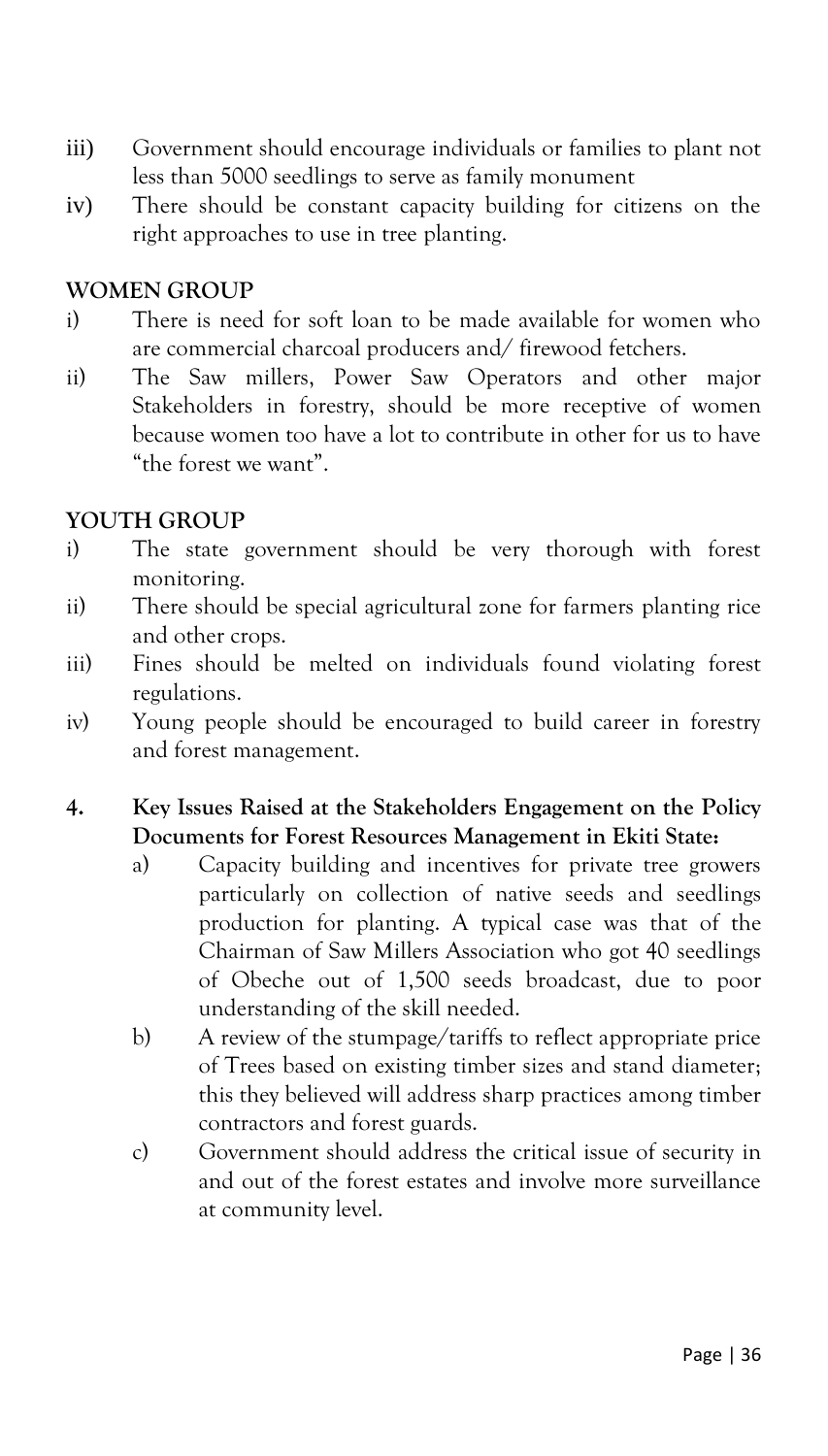iii) Government should encourage individuals or families to plant not less than 5000 seedlings to serve as family monument

iv) There should be constant capacity building for citizens on the right approaches to use in tree planting.

**WOMEN GROUP**

i) There is need for soft loan to be made available for women who are commercial charcoal producers and/ firewood fetchers.

ii) The Saw millers, Power Saw Operators and other major Stakeholders in forestry, should be more receptive of women because women too have a lot to contribute in other for us to have "the forest we want".

**YOUTH GROUP**

i) The state government should be very thorough with forest monitoring.

ii) There should be special agricultural zone for farmers planting rice and other crops.

iii) Fines should be melted on individuals found violating forest regulations.

iv) Young people should be encouraged to build career in forestry and forest management.

**4. Key Issues Raised at the Stakeholders Engagement on the Policy Documents for Forest Resources Management in Ekiti State:**

a) Capacity building and incentives for private tree growers particularly on collection of native seeds and seedlings production for planting. A typical case was that of the Chairman of Saw Millers Association who got 40 seedlings of Obeche out of 1,500 seeds broadcast, due to poor understanding of the skill needed.

b) A review of the stumpage/tariffs to reflect appropriate price of Trees based on existing timber sizes and stand diameter; this they believed will address sharp practices among timber contractors and forest guards.

c) Government should address the critical issue of security in and out of the forest estates and involve more surveillance at community level.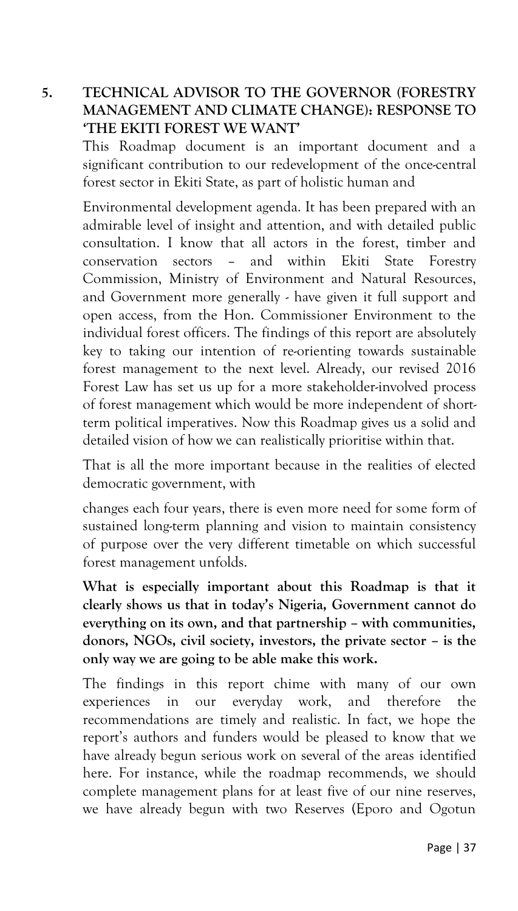## 5. TECHNICAL ADVISOR TO THE GOVERNOR (FORESTRY MANAGEMENT AND CLIMATE CHANGE): RESPONSE TO 'THE EKITI FOREST WE WANT'

This Roadmap document is an important document and a significant contribution to our redevelopment of the once-central forest sector in Ekiti State, as part of holistic human and

Environmental development agenda. It has been prepared with an admirable level of insight and attention, and with detailed public consultation. I know that all actors in the forest, timber and conservation sectors – and within Ekiti State Forestry Commission, Ministry of Environment and Natural Resources, and Government more generally - have given it full support and open access, from the Hon. Commissioner Environment to the individual forest officers. The findings of this report are absolutely key to taking our intention of re-orienting towards sustainable forest management to the next level. Already, our revised 2016 Forest Law has set us up for a more stakeholder-involved process of forest management which would be more independent of short-term political imperatives. Now this Roadmap gives us a solid and detailed vision of how we can realistically prioritise within that.

That is all the more important because in the realities of elected democratic government, with

changes each four years, there is even more need for some form of sustained long-term planning and vision to maintain consistency of purpose over the very different timetable on which successful forest management unfolds.

**What is especially important about this Roadmap is that it clearly shows us that in today's Nigeria, Government cannot do everything on its own, and that partnership – with communities, donors, NGOs, civil society, investors, the private sector – is the only way we are going to be able make this work.**

The findings in this report chime with many of our own experiences in our everyday work, and therefore the recommendations are timely and realistic. In fact, we hope the report's authors and funders would be pleased to know that we have already begun serious work on several of the areas identified here. For instance, while the roadmap recommends, we should complete management plans for at least five of our nine reserves, we have already begun with two Reserves (Eporo and Ogotun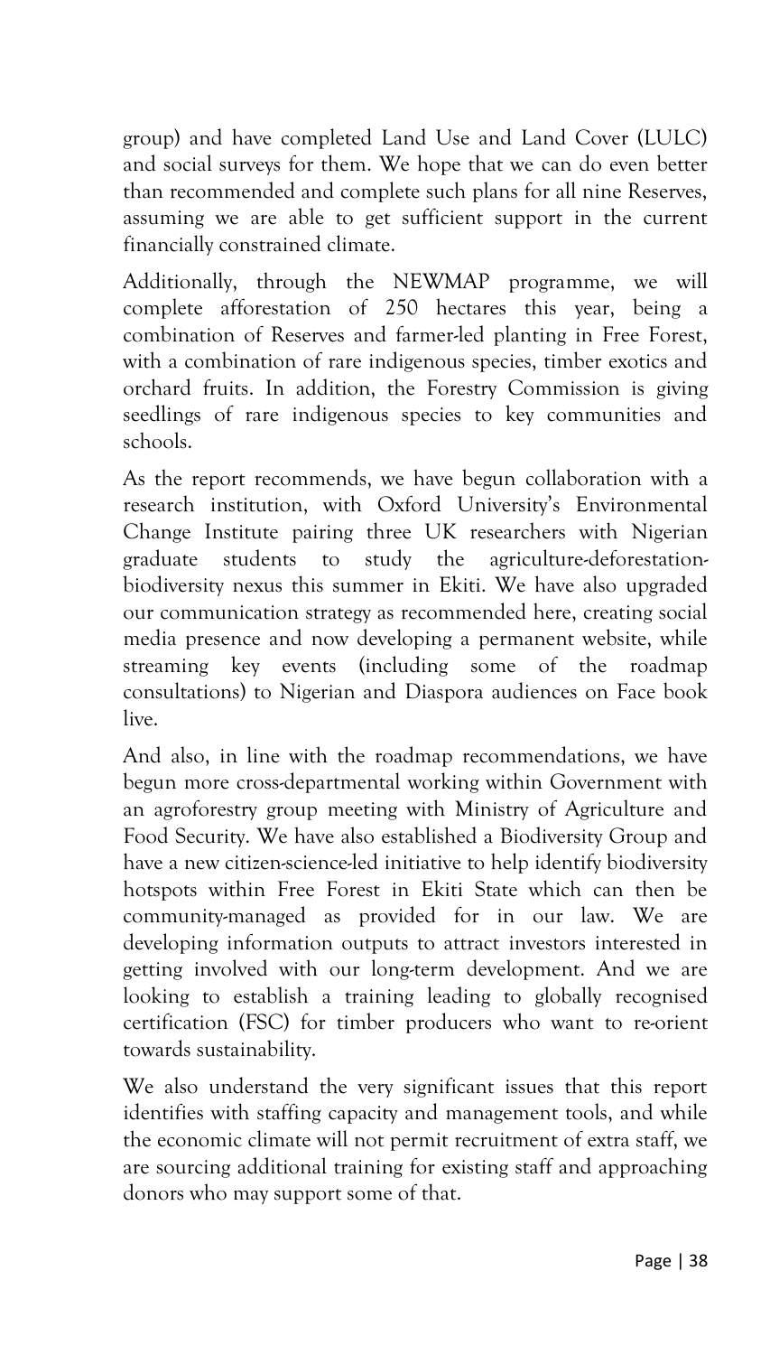group) and have completed Land Use and Land Cover (LULC) and social surveys for them. We hope that we can do even better than recommended and complete such plans for all nine Reserves, assuming we are able to get sufficient support in the current financially constrained climate.

Additionally, through the NEWMAP programme, we will complete afforestation of 250 hectares this year, being a combination of Reserves and farmer-led planting in Free Forest, with a combination of rare indigenous species, timber exotics and orchard fruits. In addition, the Forestry Commission is giving seedlings of rare indigenous species to key communities and schools.

As the report recommends, we have begun collaboration with a research institution, with Oxford University's Environmental Change Institute pairing three UK researchers with Nigerian graduate students to study the agriculture-deforestation-biodiversity nexus this summer in Ekiti. We have also upgraded our communication strategy as recommended here, creating social media presence and now developing a permanent website, while streaming key events (including some of the roadmap consultations) to Nigerian and Diaspora audiences on Face book live.

And also, in line with the roadmap recommendations, we have begun more cross-departmental working within Government with an agroforestry group meeting with Ministry of Agriculture and Food Security. We have also established a Biodiversity Group and have a new citizen-science-led initiative to help identify biodiversity hotspots within Free Forest in Ekiti State which can then be community-managed as provided for in our law. We are developing information outputs to attract investors interested in getting involved with our long-term development. And we are looking to establish a training leading to globally recognised certification (FSC) for timber producers who want to re-orient towards sustainability.

We also understand the very significant issues that this report identifies with staffing capacity and management tools, and while the economic climate will not permit recruitment of extra staff, we are sourcing additional training for existing staff and approaching donors who may support some of that.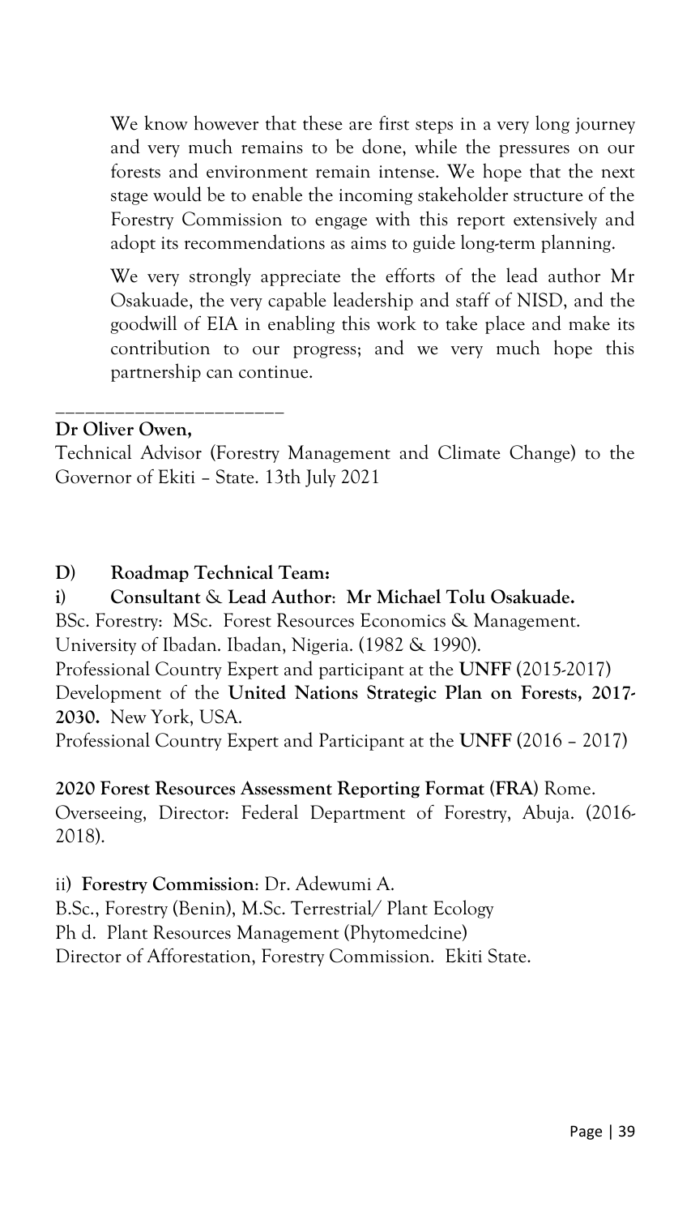We know however that these are first steps in a very long journey and very much remains to be done, while the pressures on our forests and environment remain intense. We hope that the next stage would be to enable the incoming stakeholder structure of the Forestry Commission to engage with this report extensively and adopt its recommendations as aims to guide long-term planning.

We very strongly appreciate the efforts of the lead author Mr Osakuade, the very capable leadership and staff of NISD, and the goodwill of EIA in enabling this work to take place and make its contribution to our progress; and we very much hope this partnership can continue.

______________________

**Dr Oliver Owen,**

Technical Advisor (Forestry Management and Climate Change) to the Governor of Ekiti – State. 13th July 2021

**D) Roadmap Technical Team:**

**i) Consultant & Lead Author**: **Mr Michael Tolu Osakuade.**

BSc. Forestry: MSc. Forest Resources Economics & Management.
University of Ibadan. Ibadan, Nigeria. (1982 & 1990).
Professional Country Expert and participant at the **UNFF** (2015-2017)
Development of the **United Nations Strategic Plan on Forests, 2017-2030.** New York, USA.
Professional Country Expert and Participant at the **UNFF** (2016 – 2017)

**2020 Forest Resources Assessment Reporting Format (FRA)** Rome.
Overseeing, Director: Federal Department of Forestry, Abuja. (2016-2018).

ii) **Forestry Commission**: Dr. Adewumi A.
B.Sc., Forestry (Benin), M.Sc. Terrestrial/ Plant Ecology
Ph d. Plant Resources Management (Phytomedcine)
Director of Afforestation, Forestry Commission. Ekiti State.